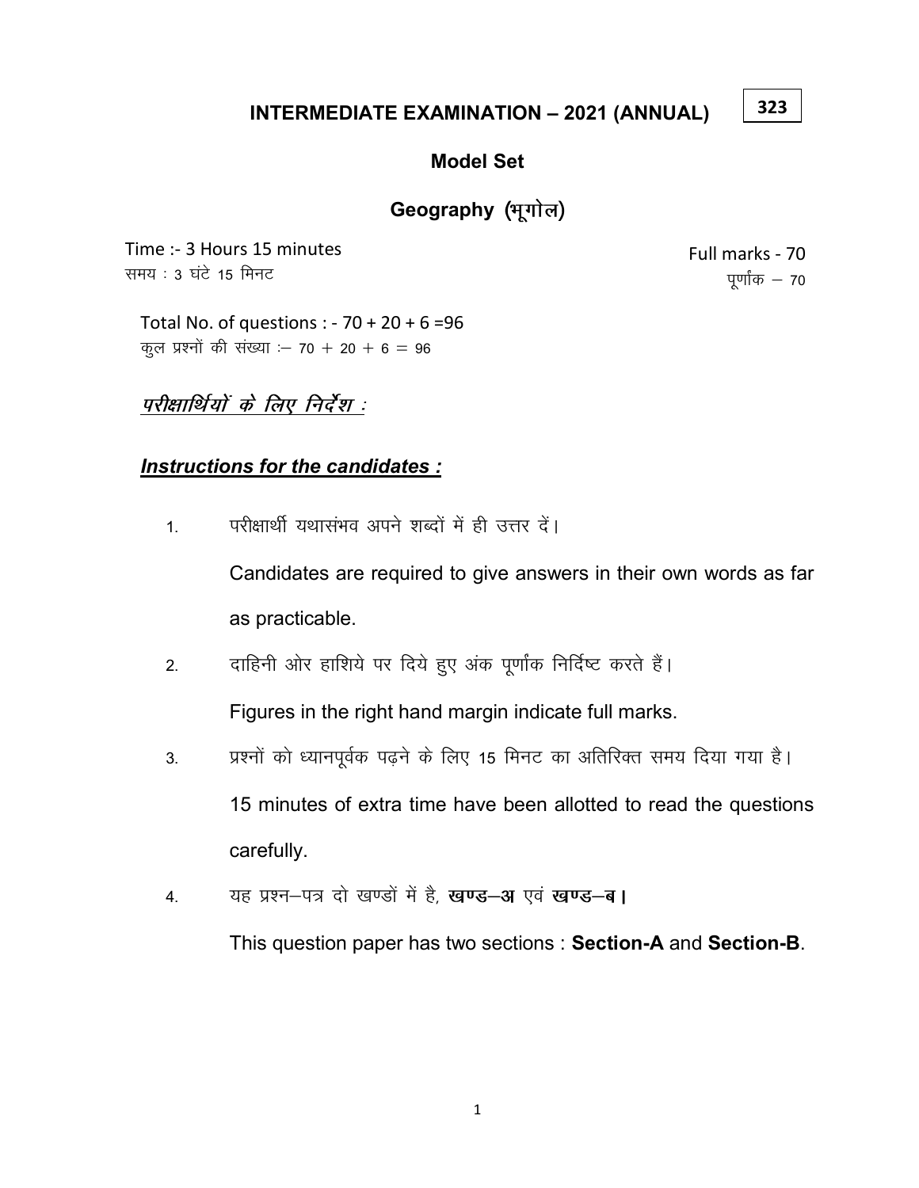323

# INTERMEDIATE EXAMINATION – 2021 (ANNUAL)

## Model Set

## Geography (भूगोल)

Time :- 3 Hours 15 minutes
समय : 3 घंटे 15 मिनट

Full marks - 70
पूर्णांक – 70

Total No. of questions : - 70 + 20 + 6 =96
कुल प्रश्नों की संख्या :– 70 + 20 + 6 = 96

***परीक्षार्थियों के लिए निर्देश :***

***Instructions for the candidates :***

1. परीक्षार्थी यथासंभव अपने शब्दों में ही उत्तर दें।

   Candidates are required to give answers in their own words as far as practicable.

2. दाहिनी ओर हाशिये पर दिये हुए अंक पूर्णांक निर्दिष्ट करते हैं।

   Figures in the right hand margin indicate full marks.

3. प्रश्नों को ध्यानपूर्वक पढ़ने के लिए 15 मिनट का अतिरिक्त समय दिया गया है।

   15 minutes of extra time have been allotted to read the questions carefully.

4. यह प्रश्न–पत्र दो खण्डों में है, **खण्ड–अ** एवं **खण्ड–ब।**

   This question paper has two sections : **Section-A** and **Section-B**.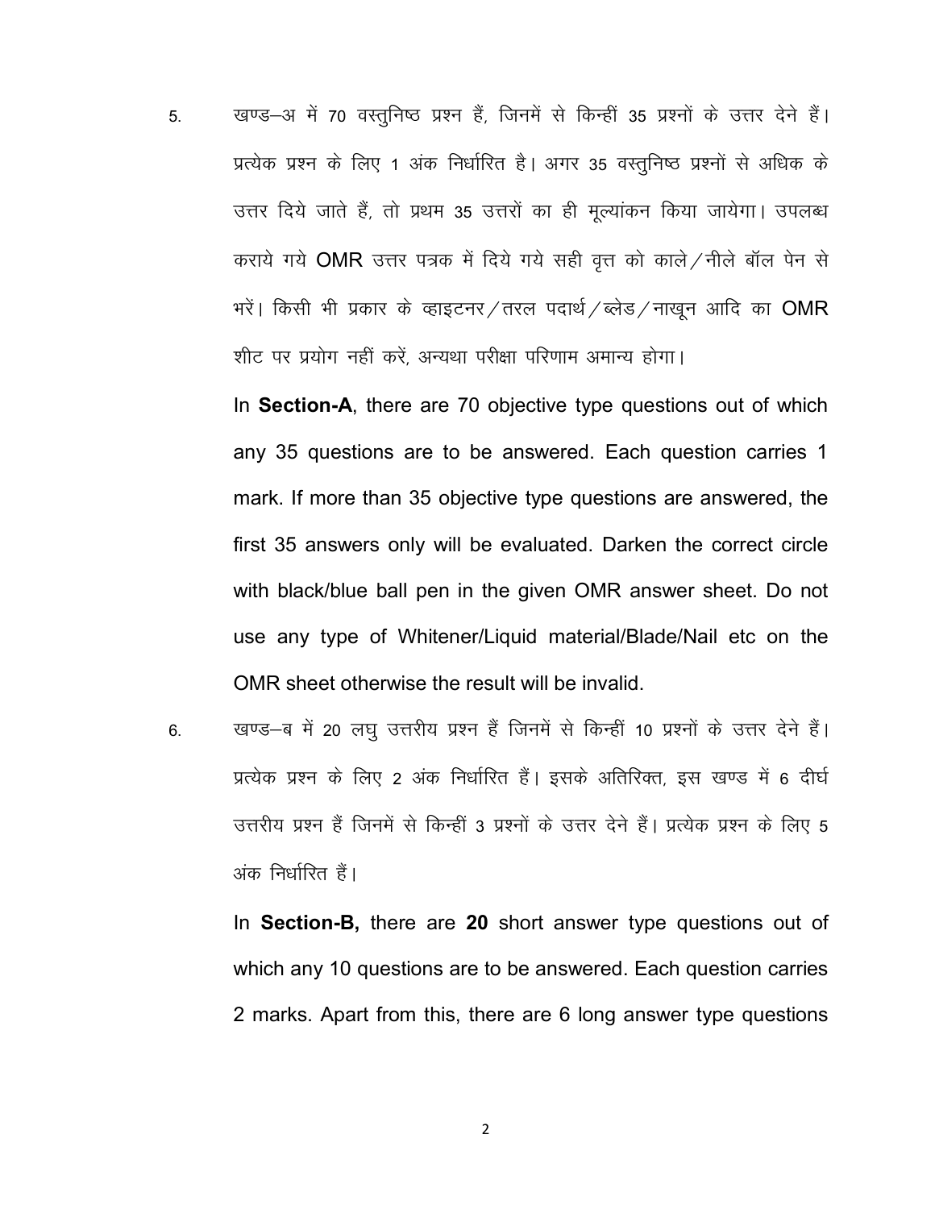5. खण्ड–अ में 70 वस्तुनिष्ठ प्रश्न हैं, जिनमें से किन्हीं 35 प्रश्नों के उत्तर देने हैं। प्रत्येक प्रश्न के लिए 1 अंक निर्धारित है। अगर 35 वस्तुनिष्ठ प्रश्नों से अधिक के उत्तर दिये जाते हैं, तो प्रथम 35 उत्तरों का ही मूल्यांकन किया जायेगा। उपलब्ध कराये गये OMR उत्तर पत्रक में दिये गये सही वृत्त को काले/नीले बॉल पेन से भरें। किसी भी प्रकार के व्हाइटनर/तरल पदार्थ/ब्लेड/नाखून आदि का OMR शीट पर प्रयोग नहीं करें, अन्यथा परीक्षा परिणाम अमान्य होगा।

   In **Section-A**, there are 70 objective type questions out of which any 35 questions are to be answered. Each question carries 1 mark. If more than 35 objective type questions are answered, the first 35 answers only will be evaluated. Darken the correct circle with black/blue ball pen in the given OMR answer sheet. Do not use any type of Whitener/Liquid material/Blade/Nail etc on the OMR sheet otherwise the result will be invalid.

6. खण्ड–ब में 20 लघु उत्तरीय प्रश्न हैं जिनमें से किन्हीं 10 प्रश्नों के उत्तर देने हैं। प्रत्येक प्रश्न के लिए 2 अंक निर्धारित हैं। इसके अतिरिक्त, इस खण्ड में 6 दीर्घ उत्तरीय प्रश्न हैं जिनमें से किन्हीं 3 प्रश्नों के उत्तर देने हैं। प्रत्येक प्रश्न के लिए 5 अंक निर्धारित हैं।

   In **Section-B,** there are **20** short answer type questions out of which any 10 questions are to be answered. Each question carries 2 marks. Apart from this, there are 6 long answer type questions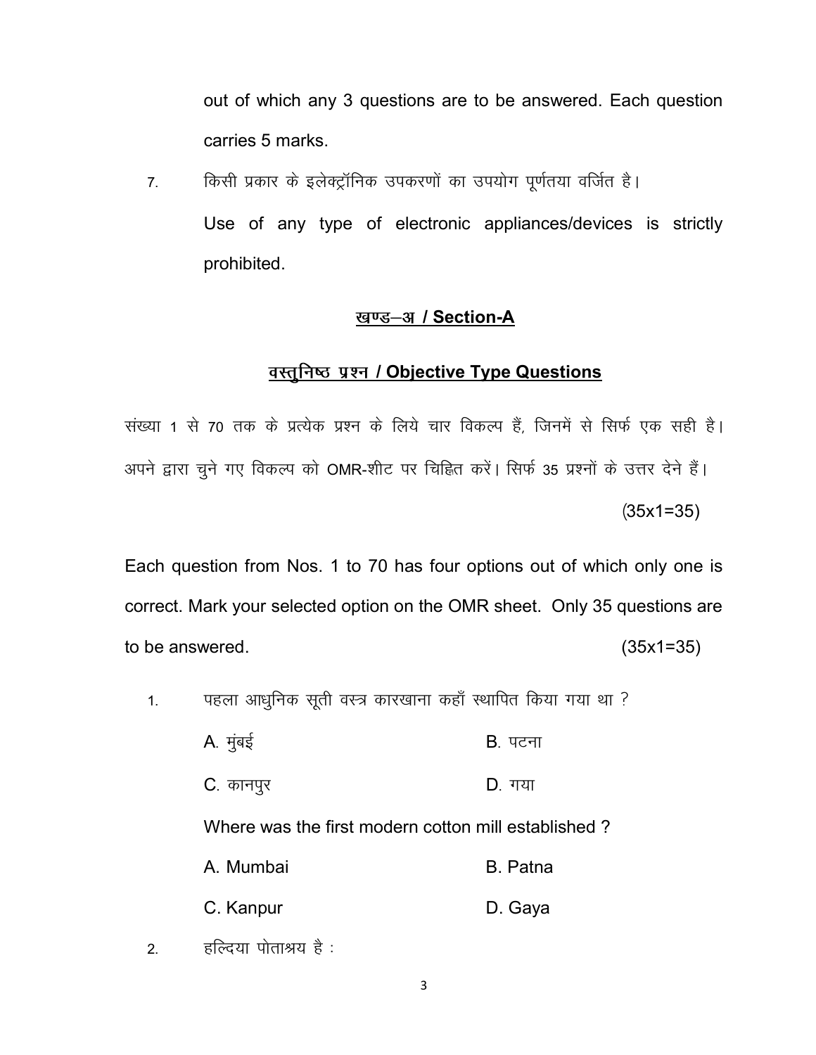out of which any 3 questions are to be answered. Each question carries 5 marks.

7. किसी प्रकार के इलेक्ट्रॉनिक उपकरणों का उपयोग पूर्णतया वर्जित है।

   Use of any type of electronic appliances/devices is strictly prohibited.

## खण्ड–अ / Section-A

### वस्तुनिष्ठ प्रश्न / Objective Type Questions

संख्या 1 से 70 तक के प्रत्येक प्रश्न के लिये चार विकल्प हैं, जिनमें से सिर्फ एक सही है। अपने द्वारा चुने गए विकल्प को OMR-शीट पर चिह्नित करें। सिर्फ 35 प्रश्नों के उत्तर देने हैं। (35x1=35)

Each question from Nos. 1 to 70 has four options out of which only one is correct. Mark your selected option on the OMR sheet. Only 35 questions are to be answered. (35x1=35)

1. पहला आधुनिक सूती वस्त्र कारखाना कहाँ स्थापित किया गया था ?

   A. मुंबई B. पटना

   C. कानपुर D. गया

   Where was the first modern cotton mill established ?

   A. Mumbai B. Patna

   C. Kanpur D. Gaya

2. हल्दिया पोताश्रय है :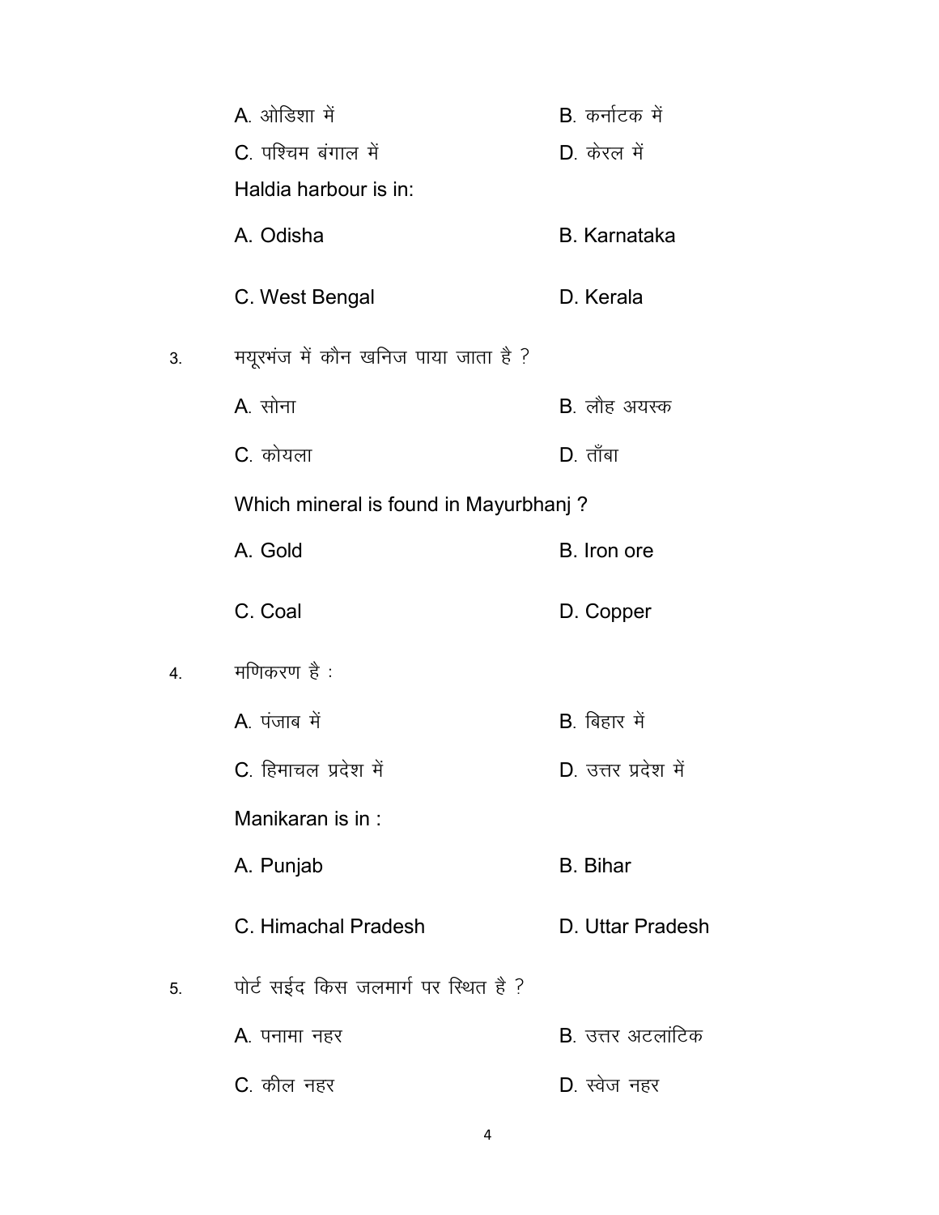A. ओडिशा में B. कर्नाटक में

C. पश्चिम बंगाल में D. केरल में

Haldia harbour is in:

A. Odisha B. Karnataka

C. West Bengal D. Kerala

3. मयूरभंज में कौन खनिज पाया जाता है ?

A. सोना B. लौह अयस्क

C. कोयला D. ताँबा

Which mineral is found in Mayurbhanj ?

A. Gold B. Iron ore

C. Coal D. Copper

4. मणिकरण है :

A. पंजाब में B. बिहार में

C. हिमाचल प्रदेश में D. उत्तर प्रदेश में

Manikaran is in :

A. Punjab B. Bihar

C. Himachal Pradesh D. Uttar Pradesh

5. पोर्ट सईद किस जलमार्ग पर स्थित है ?

A. पनामा नहर B. उत्तर अटलांटिक

C. कील नहर D. स्वेज नहर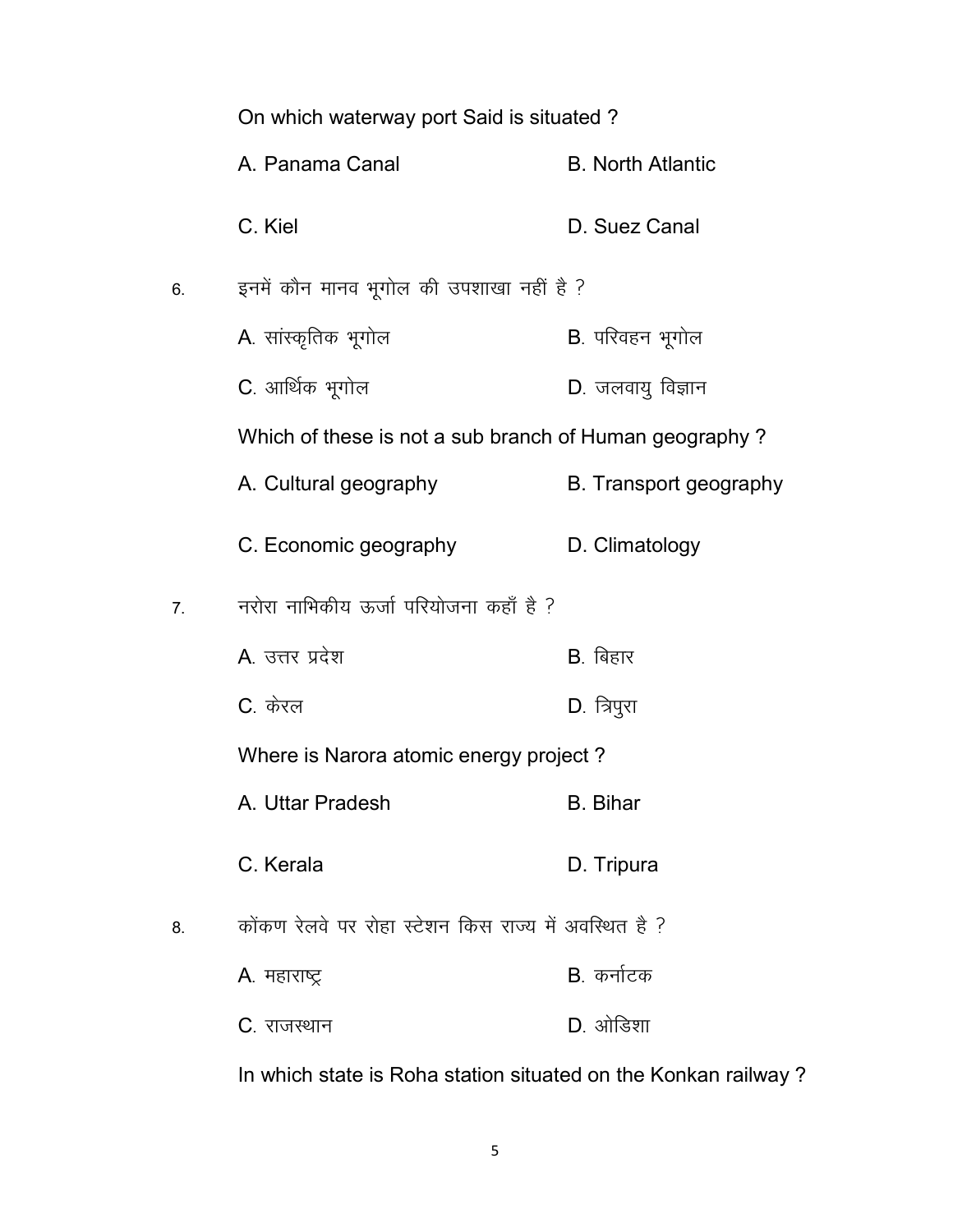On which waterway port Said is situated ?

A. Panama Canal
B. North Atlantic
C. Kiel
D. Suez Canal

6. इनमें कौन मानव भूगोल की उपशाखा नहीं है ?

A. सांस्कृतिक भूगोल
B. परिवहन भूगोल
C. आर्थिक भूगोल
D. जलवायु विज्ञान

Which of these is not a sub branch of Human geography ?

A. Cultural geography
B. Transport geography
C. Economic geography
D. Climatology

7. नरोरा नाभिकीय ऊर्जा परियोजना कहाँ है ?

A. उत्तर प्रदेश
B. बिहार
C. केरल
D. त्रिपुरा

Where is Narora atomic energy project ?

A. Uttar Pradesh
B. Bihar
C. Kerala
D. Tripura

8. कोंकण रेलवे पर रोहा स्टेशन किस राज्य में अवस्थित है ?

A. महाराष्ट्र
B. कर्नाटक
C. राजस्थान
D. ओडिशा

In which state is Roha station situated on the Konkan railway ?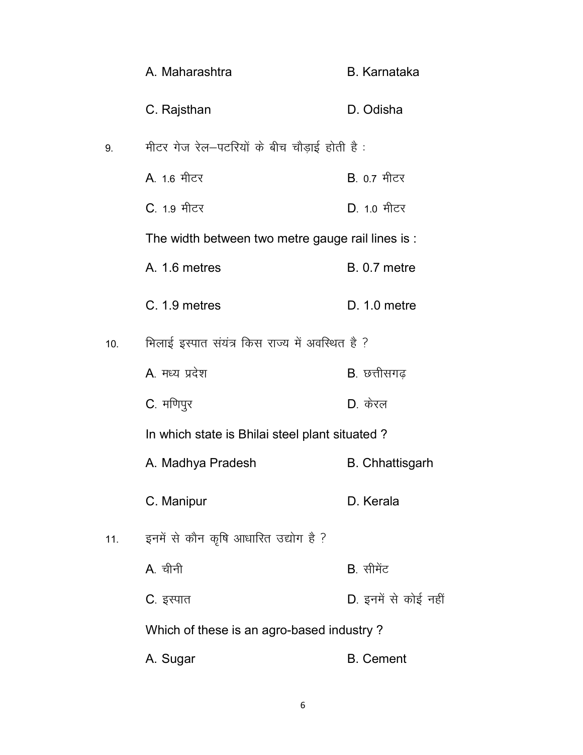A. Maharashtra B. Karnataka

C. Rajsthan D. Odisha

9. मीटर गेज रेल–पटरियों के बीच चौड़ाई होती है :

A. 1.6 मीटर B. 0.7 मीटर

C. 1.9 मीटर D. 1.0 मीटर

The width between two metre gauge rail lines is :

A. 1.6 metres B. 0.7 metre

C. 1.9 metres D. 1.0 metre

10. भिलाई इस्पात संयंत्र किस राज्य में अवस्थित है ?

A. मध्य प्रदेश B. छत्तीसगढ़

C. मणिपुर D. केरल

In which state is Bhilai steel plant situated ?

A. Madhya Pradesh B. Chhattisgarh

C. Manipur D. Kerala

11. इनमें से कौन कृषि आधारित उद्योग है ?

A. चीनी B. सीमेंट

C. इस्पात D. इनमें से कोई नहीं

Which of these is an agro-based industry ?

A. Sugar B. Cement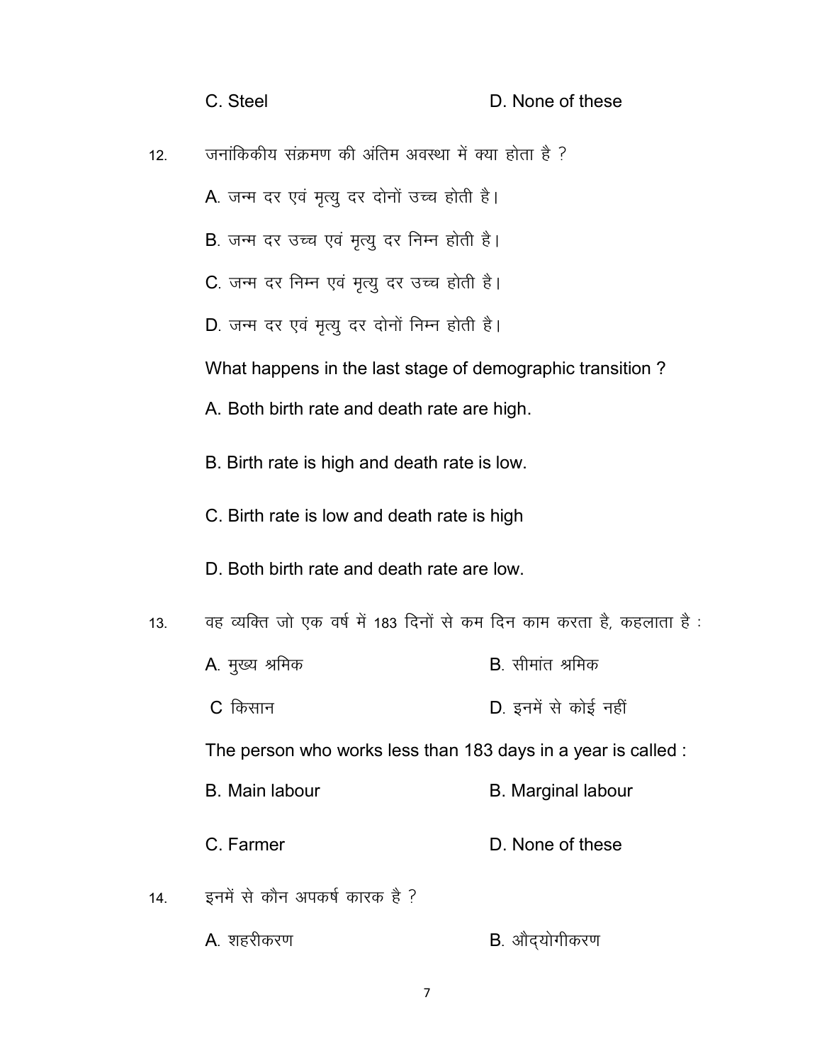C. Steel D. None of these

12. जनांकिकीय संक्रमण की अंतिम अवस्था में क्या होता है ?

A. जन्म दर एवं मृत्यु दर दोनों उच्च होती है।

B. जन्म दर उच्च एवं मृत्यु दर निम्न होती है।

C. जन्म दर निम्न एवं मृत्यु दर उच्च होती है।

D. जन्म दर एवं मृत्यु दर दोनों निम्न होती है।

What happens in the last stage of demographic transition ?

A. Both birth rate and death rate are high.

B. Birth rate is high and death rate is low.

C. Birth rate is low and death rate is high

D. Both birth rate and death rate are low.

13. वह व्यक्ति जो एक वर्ष में 183 दिनों से कम दिन काम करता है, कहलाता है :

A. मुख्य श्रमिक B. सीमांत श्रमिक

C किसान D. इनमें से कोई नहीं

The person who works less than 183 days in a year is called :

B. Main labour B. Marginal labour

C. Farmer D. None of these

14. इनमें से कौन अपकर्ष कारक है ?

A. शहरीकरण B. औद्योगीकरण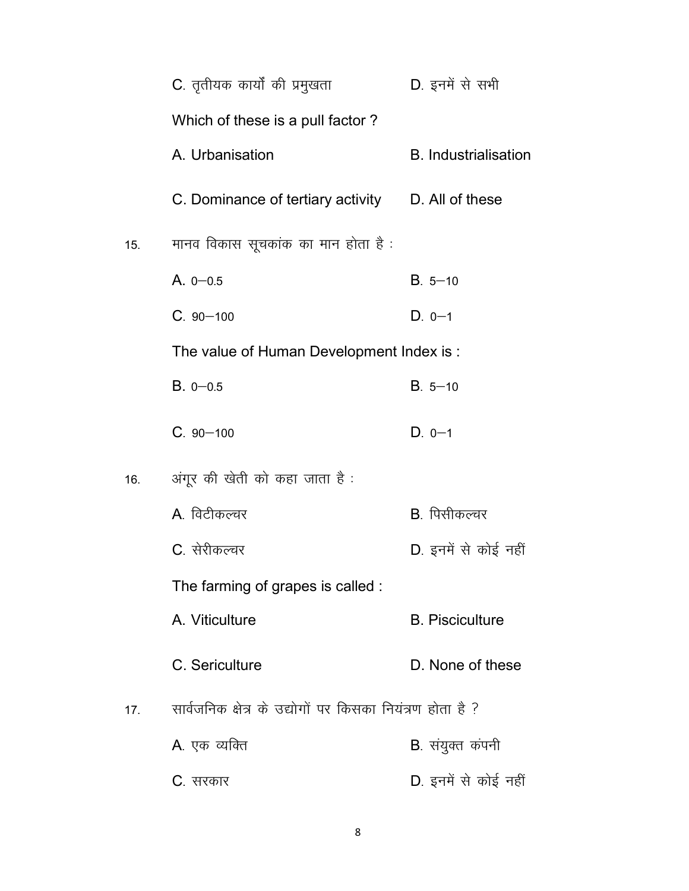C. तृतीयक कार्यों की प्रमुखता          D. इनमें से सभी

Which of these is a pull factor ?

A. Urbanisation          B. Industrialisation

C. Dominance of tertiary activity          D. All of these

15. मानव विकास सूचकांक का मान होता है :

A. 0–0.5          B. 5–10

C. 90–100          D. 0–1

The value of Human Development Index is :

B. 0–0.5          B. 5–10

C. 90–100          D. 0–1

16. अंगूर की खेती को कहा जाता है :

A. विटीकल्चर          B. पिसीकल्चर

C. सेरीकल्चर          D. इनमें से कोई नहीं

The farming of grapes is called :

A. Viticulture          B. Pisciculture

C. Sericulture          D. None of these

17. सार्वजनिक क्षेत्र के उद्योगों पर किसका नियंत्रण होता है ?

A. एक व्यक्ति          B. संयुक्त कंपनी

C. सरकार          D. इनमें से कोई नहीं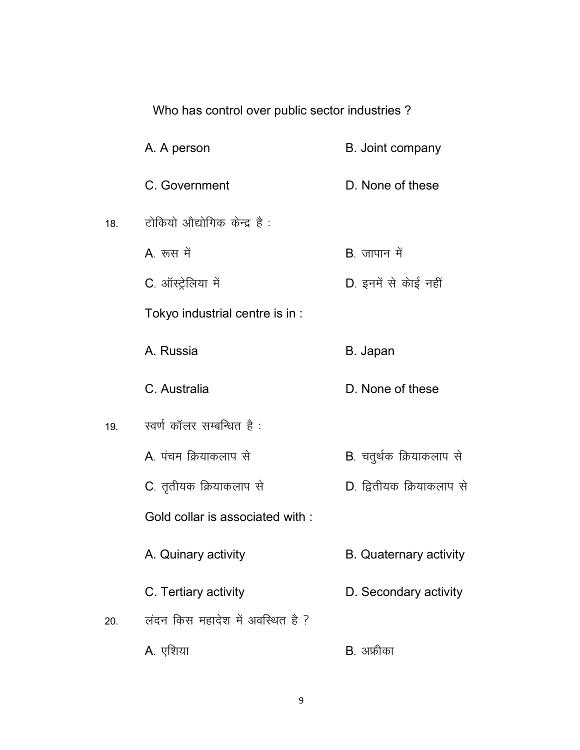Who has control over public sector industries ?

A. A person
B. Joint company
C. Government
D. None of these

18. टोकियो औद्योगिक केन्द्र है :

A. रूस में
B. जापान में
C. ऑस्ट्रेलिया में
D. इनमें से कोई नहीं

Tokyo industrial centre is in :

A. Russia
B. Japan
C. Australia
D. None of these

19. स्वर्ण कॉलर सम्बन्धित है :

A. पंचम क्रियाकलाप से
B. चतुर्थक क्रियाकलाप से
C. तृतीयक क्रियाकलाप से
D. द्वितीयक क्रियाकलाप से

Gold collar is associated with :

A. Quinary activity
B. Quaternary activity
C. Tertiary activity
D. Secondary activity

20. लंदन किस महादेश में अवस्थित है ?

A. एशिया
B. अफ्रीका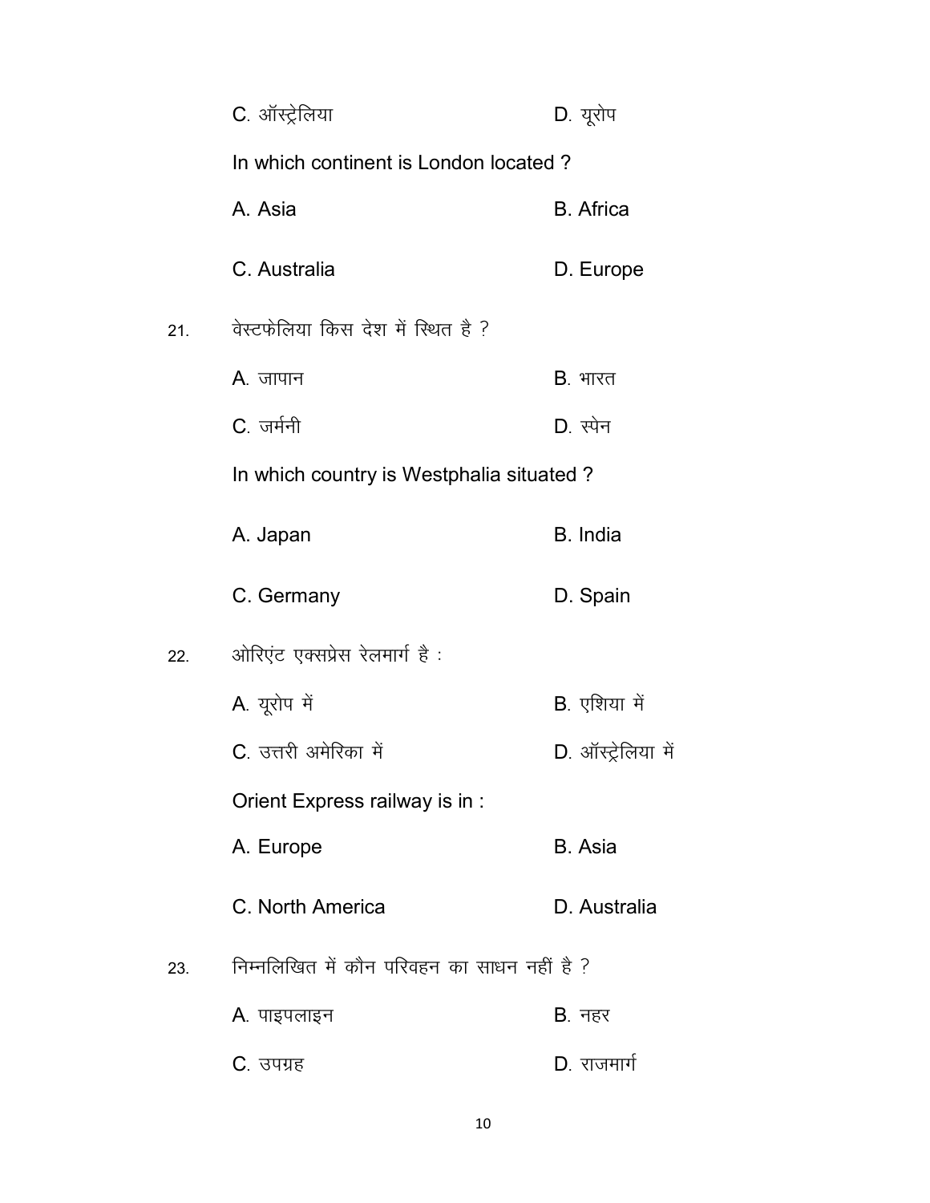C. ऑस्ट्रेलिया D. यूरोप

In which continent is London located ?

A. Asia B. Africa

C. Australia D. Europe

21. वेस्टफेलिया किस देश में स्थित है ?

A. जापान B. भारत

C. जर्मनी D. स्पेन

In which country is Westphalia situated ?

A. Japan B. India

C. Germany D. Spain

22. ओरिएंट एक्सप्रेस रेलमार्ग है :

A. यूरोप में B. एशिया में

C. उत्तरी अमेरिका में D. ऑस्ट्रेलिया में

Orient Express railway is in :

A. Europe B. Asia

C. North America D. Australia

23. निम्नलिखित में कौन परिवहन का साधन नहीं है ?

A. पाइपलाइन B. नहर

C. उपग्रह D. राजमार्ग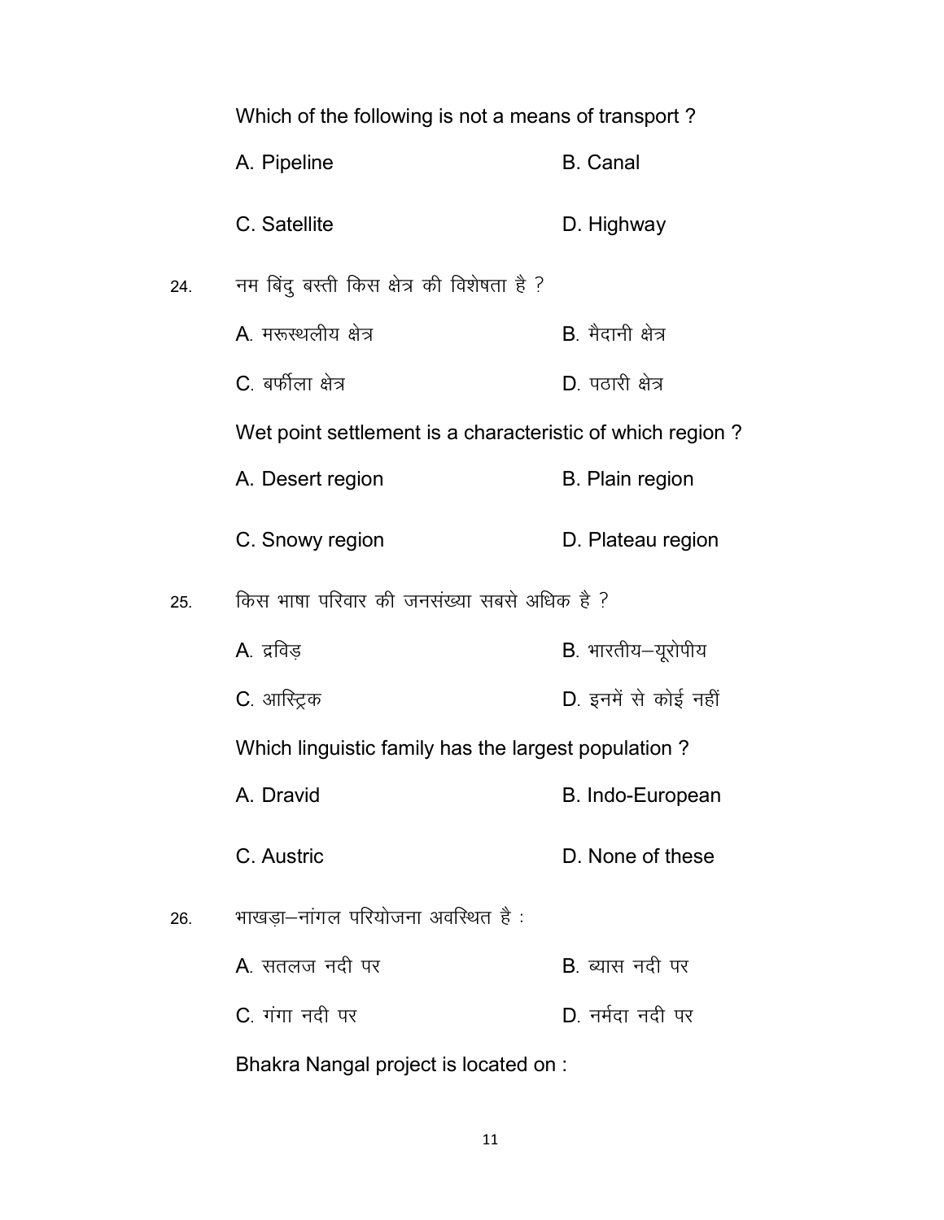Which of the following is not a means of transport ?

A. Pipeline B. Canal

C. Satellite D. Highway

24. नम बिंदु बस्ती किस क्षेत्र की विशेषता है ?

A. मरूस्थलीय क्षेत्र B. मैदानी क्षेत्र

C. बर्फीला क्षेत्र D. पठारी क्षेत्र

Wet point settlement is a characteristic of which region ?

A. Desert region B. Plain region

C. Snowy region D. Plateau region

25. किस भाषा परिवार की जनसंख्या सबसे अधिक है ?

A. द्रविड़ B. भारतीय–यूरोपीय

C. आस्ट्रिक D. इनमें से कोई नहीं

Which linguistic family has the largest population ?

A. Dravid B. Indo-European

C. Austric D. None of these

26. भाखड़ा–नांगल परियोजना अवस्थित है :

A. सतलज नदी पर B. ब्यास नदी पर

C. गंगा नदी पर D. नर्मदा नदी पर

Bhakra Nangal project is located on :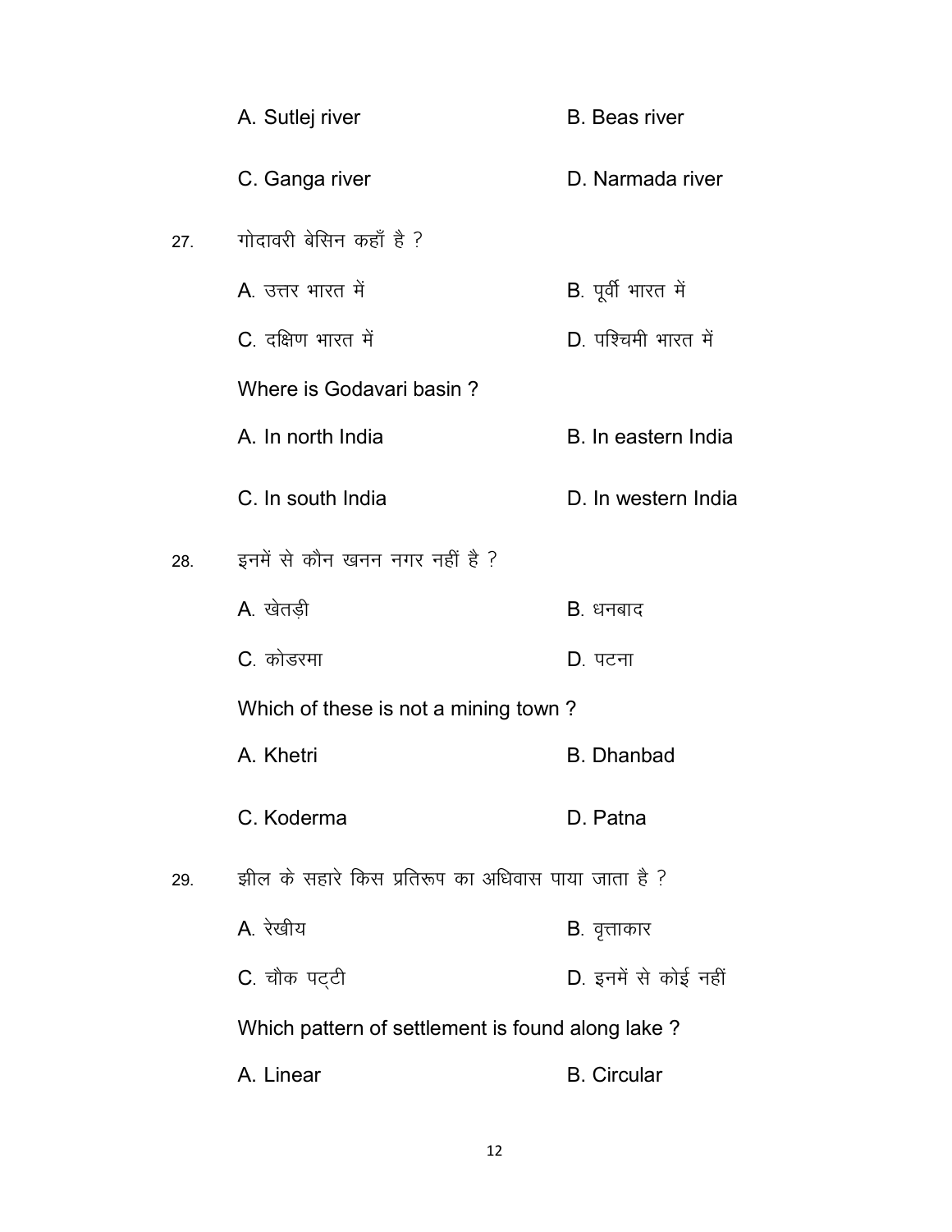A. Sutlej river　　B. Beas river

C. Ganga river　　D. Narmada river

27. गोदावरी बेसिन कहाँ है ?

A. उत्तर भारत में　　B. पूर्वी भारत में

C. दक्षिण भारत में　　D. पश्चिमी भारत में

Where is Godavari basin ?

A. In north India　　B. In eastern India

C. In south India　　D. In western India

28. इनमें से कौन खनन नगर नहीं है ?

A. खेतड़ी　　B. धनबाद

C. कोडरमा　　D. पटना

Which of these is not a mining town ?

A. Khetri　　B. Dhanbad

C. Koderma　　D. Patna

29. झील के सहारे किस प्रतिरूप का अधिवास पाया जाता है ?

A. रेखीय　　B. वृत्ताकार

C. चौक पट्टी　　D. इनमें से कोई नहीं

Which pattern of settlement is found along lake ?

A. Linear　　B. Circular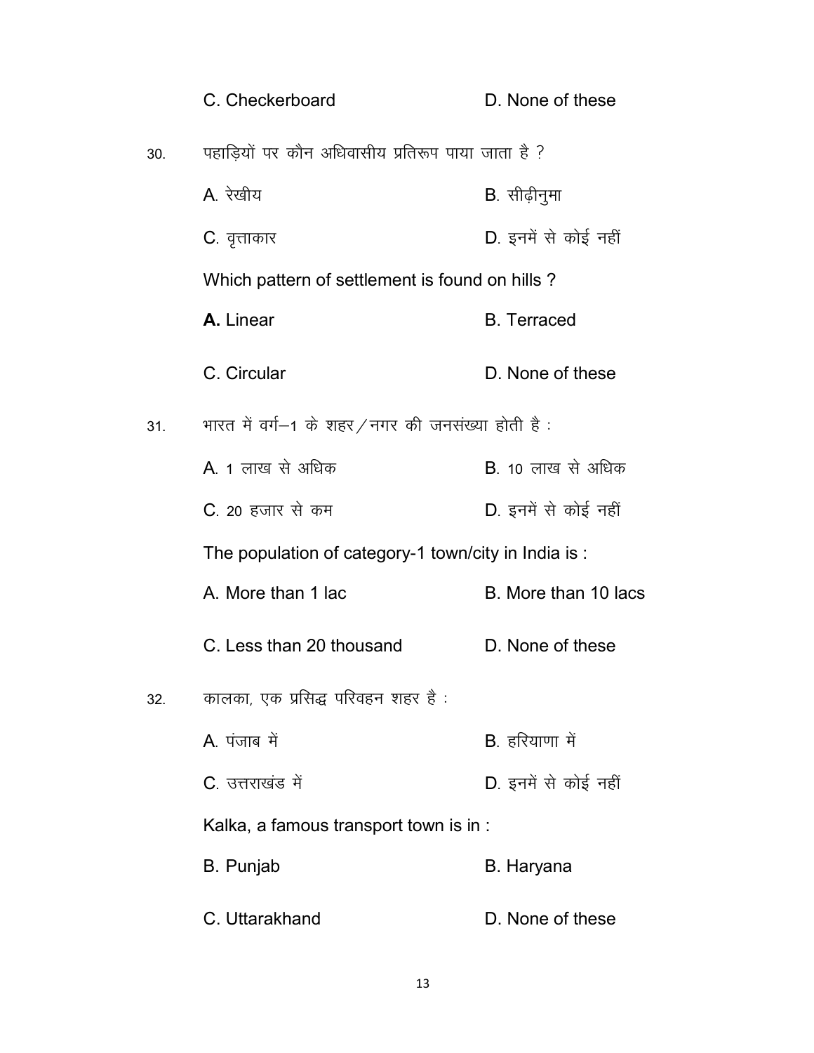C. Checkerboard D. None of these

30. पहाड़ियों पर कौन अधिवासीय प्रतिरूप पाया जाता है ?

A. रेखीय B. सीढ़ीनुमा

C. वृत्ताकार D. इनमें से कोई नहीं

Which pattern of settlement is found on hills ?

**A.** Linear B. Terraced

C. Circular D. None of these

31. भारत में वर्ग–1 के शहर / नगर की जनसंख्या होती है :

A. 1 लाख से अधिक B. 10 लाख से अधिक

C. 20 हजार से कम D. इनमें से कोई नहीं

The population of category-1 town/city in India is :

A. More than 1 lac B. More than 10 lacs

C. Less than 20 thousand D. None of these

32. कालका, एक प्रसिद्ध परिवहन शहर है :

A. पंजाब में B. हरियाणा में

C. उत्तराखंड में D. इनमें से कोई नहीं

Kalka, a famous transport town is in :

B. Punjab B. Haryana

C. Uttarakhand D. None of these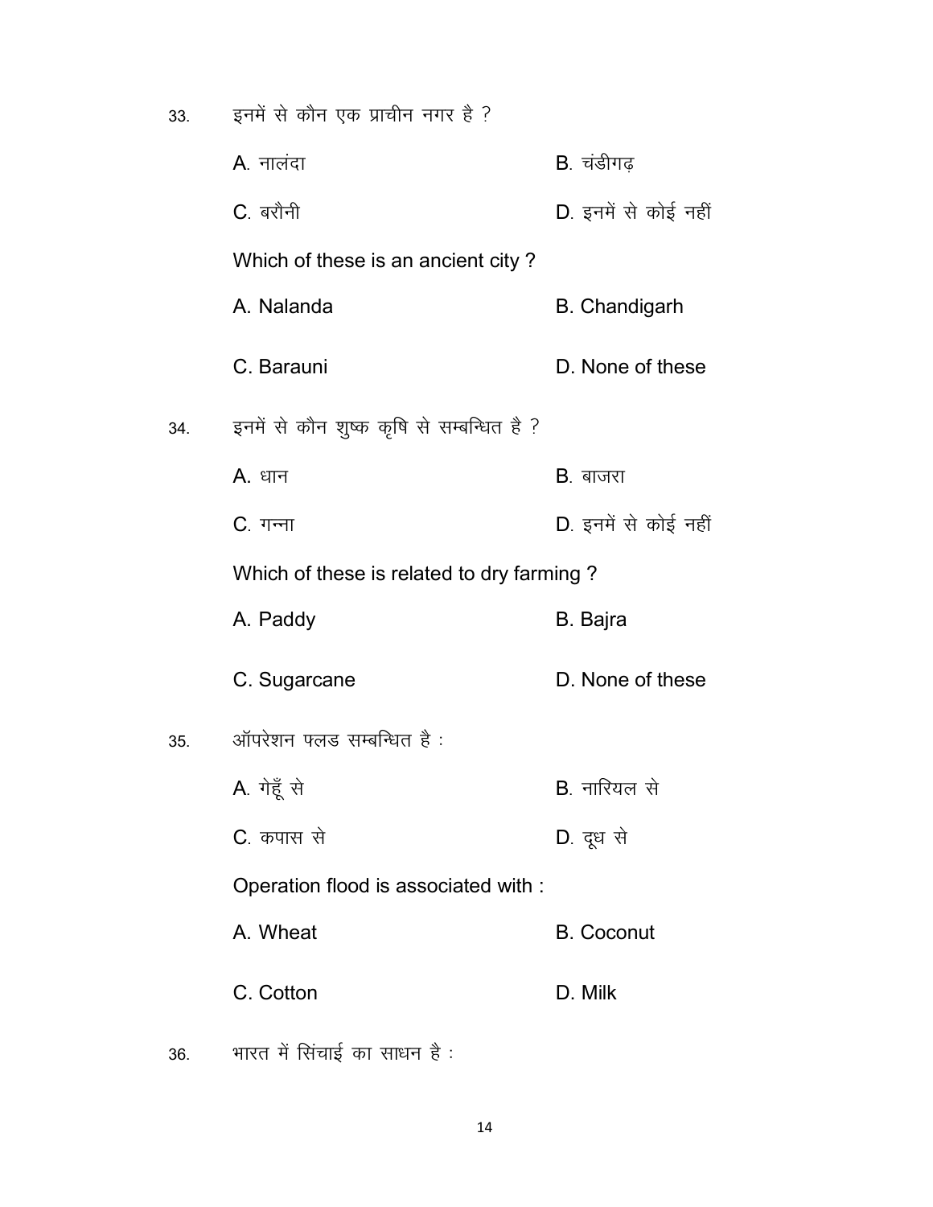33. इनमें से कौन एक प्राचीन नगर है ?

A. नालंदा
B. चंडीगढ़
C. बरौनी
D. इनमें से कोई नहीं

Which of these is an ancient city ?

A. Nalanda
B. Chandigarh
C. Barauni
D. None of these

34. इनमें से कौन शुष्क कृषि से सम्बन्धित है ?

A. धान
B. बाजरा
C. गन्ना
D. इनमें से कोई नहीं

Which of these is related to dry farming ?

A. Paddy
B. Bajra
C. Sugarcane
D. None of these

35. ऑपरेशन फ्लड सम्बन्धित है :

A. गेहूँ से
B. नारियल से
C. कपास से
D. दूध से

Operation flood is associated with :

A. Wheat
B. Coconut
C. Cotton
D. Milk

36. भारत में सिंचाई का साधन है :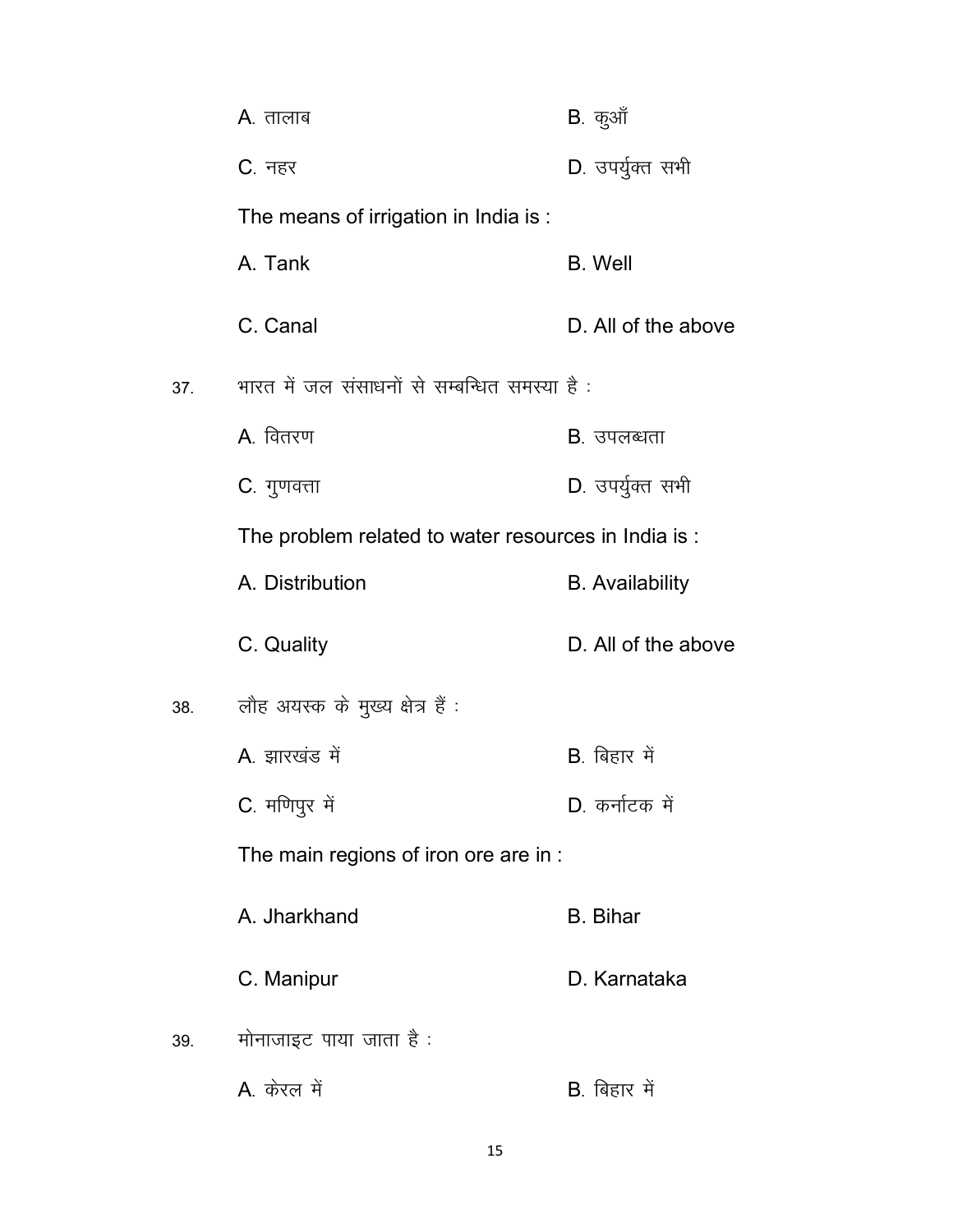A. तालाब B. कुआँ

C. नहर D. उपर्युक्त सभी

The means of irrigation in India is :

A. Tank B. Well

C. Canal D. All of the above

37. भारत में जल संसाधनों से सम्बन्धित समस्या है :

A. वितरण B. उपलब्धता

C. गुणवत्ता D. उपर्युक्त सभी

The problem related to water resources in India is :

A. Distribution B. Availability

C. Quality D. All of the above

38. लौह अयस्क के मुख्य क्षेत्र हैं :

A. झारखंड में B. बिहार में

C. मणिपुर में D. कर्नाटक में

The main regions of iron ore are in :

A. Jharkhand B. Bihar

C. Manipur D. Karnataka

39. मोनाजाइट पाया जाता है :

A. केरल में B. बिहार में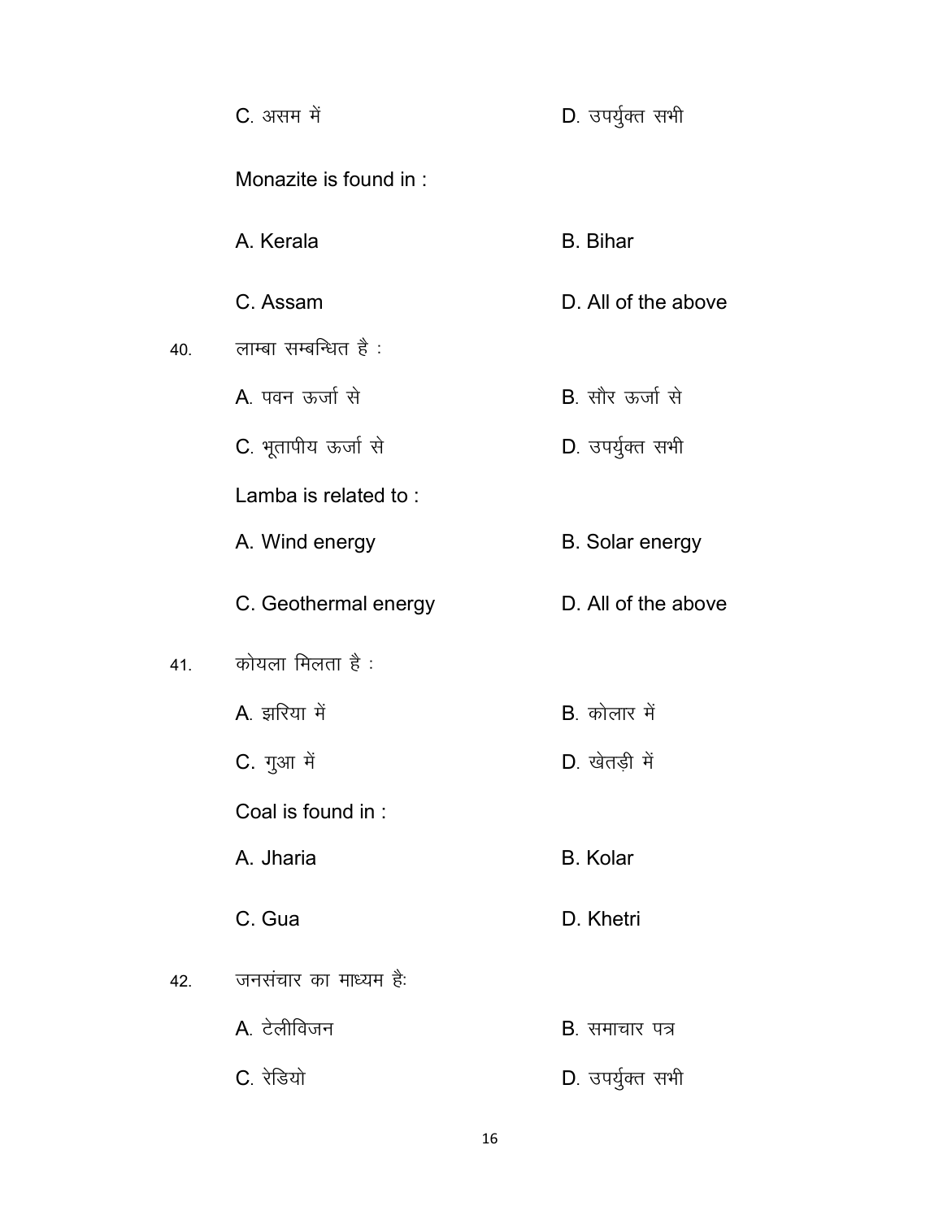C. असम में　　　　　　　　　　　D. उपर्युक्त सभी

Monazite is found in :

A. Kerala　　　　　　　　　　　B. Bihar

C. Assam　　　　　　　　　　　D. All of the above

40. लाम्बा सम्बन्धित है :

A. पवन ऊर्जा से　　　　　　　　B. सौर ऊर्जा से

C. भूतापीय ऊर्जा से　　　　　　D. उपर्युक्त सभी

Lamba is related to :

A. Wind energy　　　　　　　　B. Solar energy

C. Geothermal energy　　　　　D. All of the above

41. कोयला मिलता है :

A. झरिया में　　　　　　　　　　B. कोलार में

C. गुआ में　　　　　　　　　　　D. खेतड़ी में

Coal is found in :

A. Jharia　　　　　　　　　　　B. Kolar

C. Gua　　　　　　　　　　　　D. Khetri

42. जनसंचार का माध्यम है:

A. टेलीविजन　　　　　　　　　B. समाचार पत्र

C. रेडियो　　　　　　　　　　　D. उपर्युक्त सभी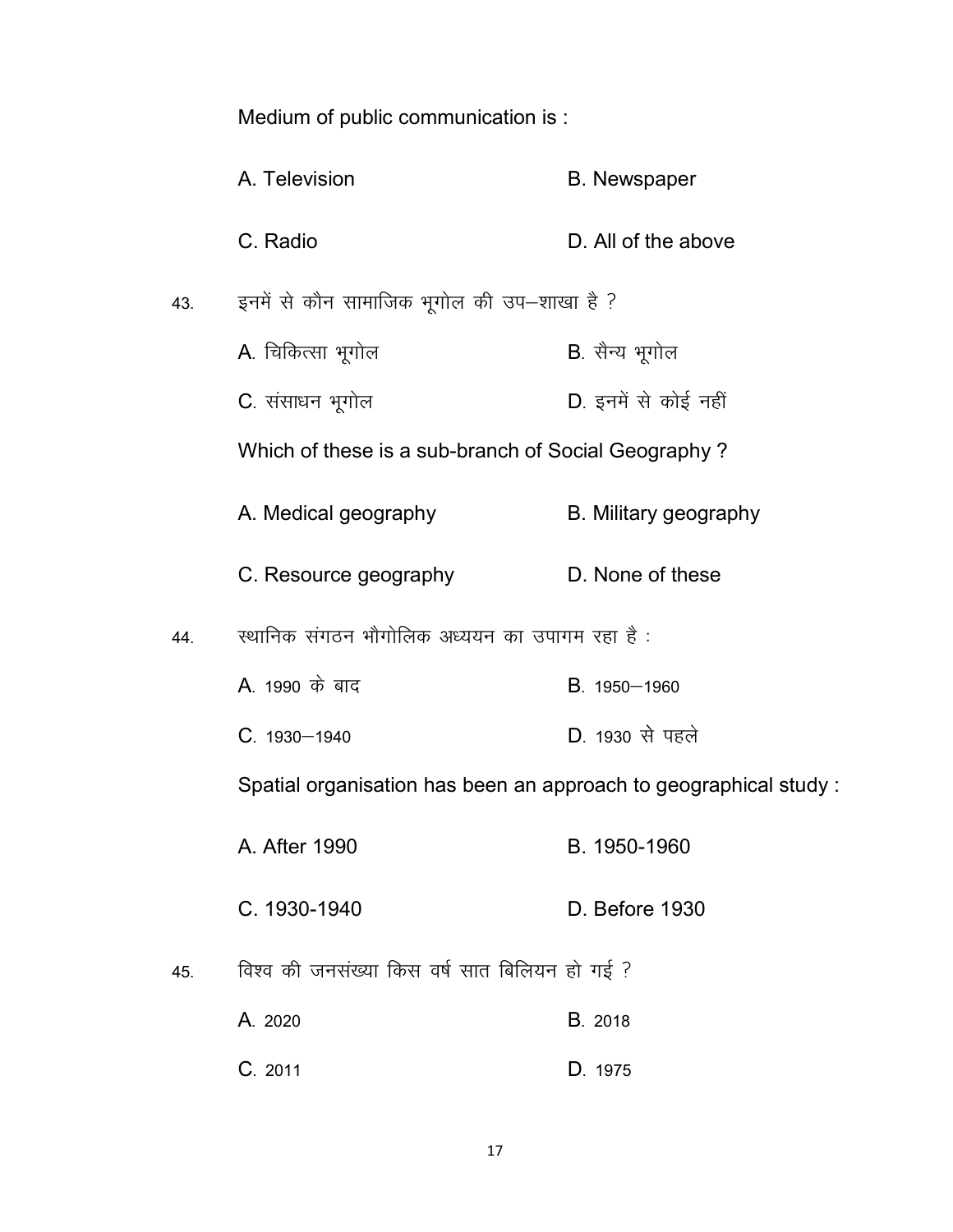Medium of public communication is :

A. Television B. Newspaper

C. Radio D. All of the above

43. इनमें से कौन सामाजिक भूगोल की उप–शाखा है ?

A. चिकित्सा भूगोल B. सैन्य भूगोल

C. संसाधन भूगोल D. इनमें से कोई नहीं

Which of these is a sub-branch of Social Geography ?

A. Medical geography B. Military geography

C. Resource geography D. None of these

44. स्थानिक संगठन भौगोलिक अध्ययन का उपागम रहा है :

A. 1990 के बाद B. 1950–1960

C. 1930–1940 D. 1930 से पहले

Spatial organisation has been an approach to geographical study :

A. After 1990 B. 1950-1960

C. 1930-1940 D. Before 1930

45. विश्व की जनसंख्या किस वर्ष सात बिलियन हो गई ?

A. 2020 B. 2018

C. 2011 D. 1975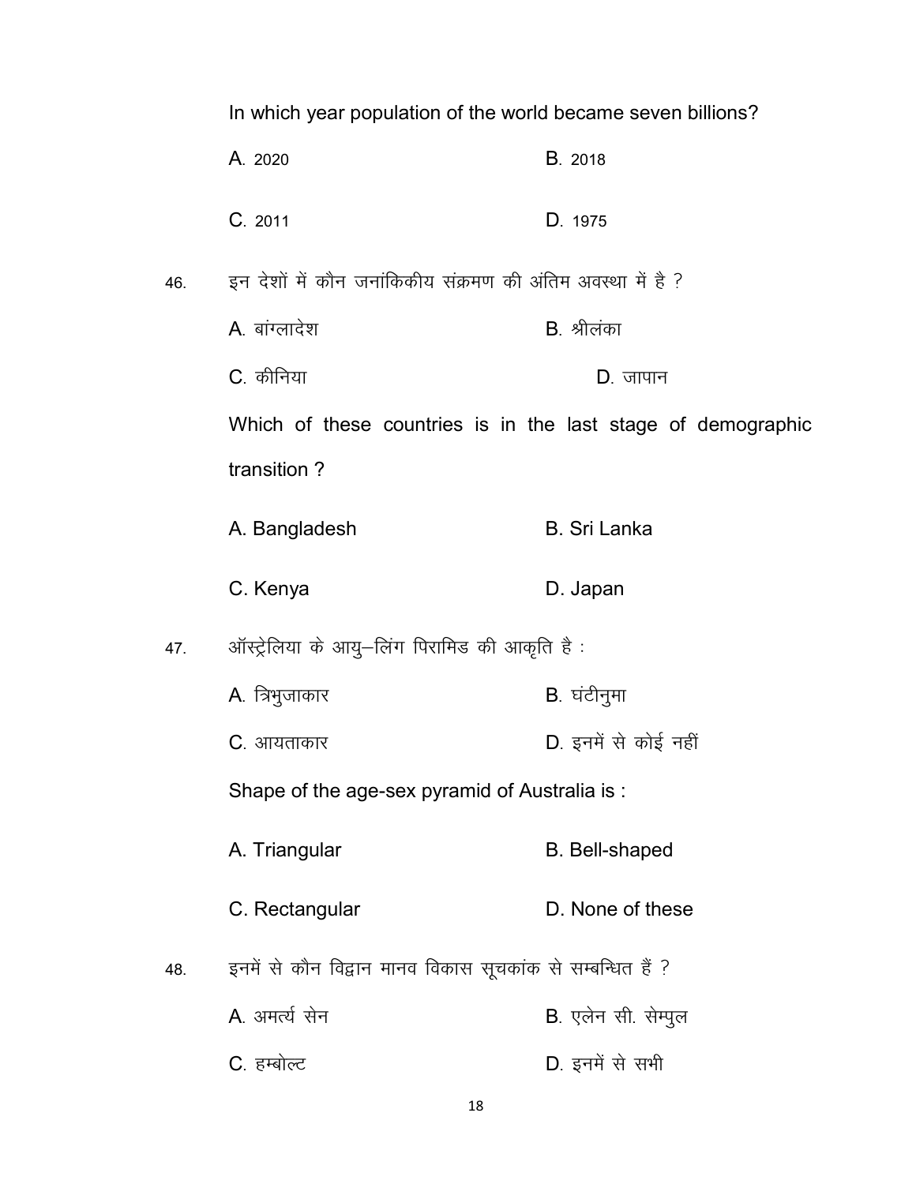In which year population of the world became seven billions?

A. 2020 &nbsp;&nbsp;&nbsp;&nbsp; B. 2018

C. 2011 &nbsp;&nbsp;&nbsp;&nbsp; D. 1975

46. इन देशों में कौन जनांकिकीय संक्रमण की अंतिम अवस्था में है ?

A. बांग्लादेश &nbsp;&nbsp;&nbsp;&nbsp; B. श्रीलंका

C. कीनिया &nbsp;&nbsp;&nbsp;&nbsp; D. जापान

Which of these countries is in the last stage of demographic transition ?

A. Bangladesh &nbsp;&nbsp;&nbsp;&nbsp; B. Sri Lanka

C. Kenya &nbsp;&nbsp;&nbsp;&nbsp; D. Japan

47. ऑस्ट्रेलिया के आयु–लिंग पिरामिड की आकृति है :

A. त्रिभुजाकार &nbsp;&nbsp;&nbsp;&nbsp; B. घंटीनुमा

C. आयताकार &nbsp;&nbsp;&nbsp;&nbsp; D. इनमें से कोई नहीं

Shape of the age-sex pyramid of Australia is :

A. Triangular &nbsp;&nbsp;&nbsp;&nbsp; B. Bell-shaped

C. Rectangular &nbsp;&nbsp;&nbsp;&nbsp; D. None of these

48. इनमें से कौन विद्वान मानव विकास सूचकांक से सम्बन्धित हैं ?

A. अमर्त्य सेन &nbsp;&nbsp;&nbsp;&nbsp; B. एलेन सी. सेम्पुल

C. हम्बोल्ट &nbsp;&nbsp;&nbsp;&nbsp; D. इनमें से सभी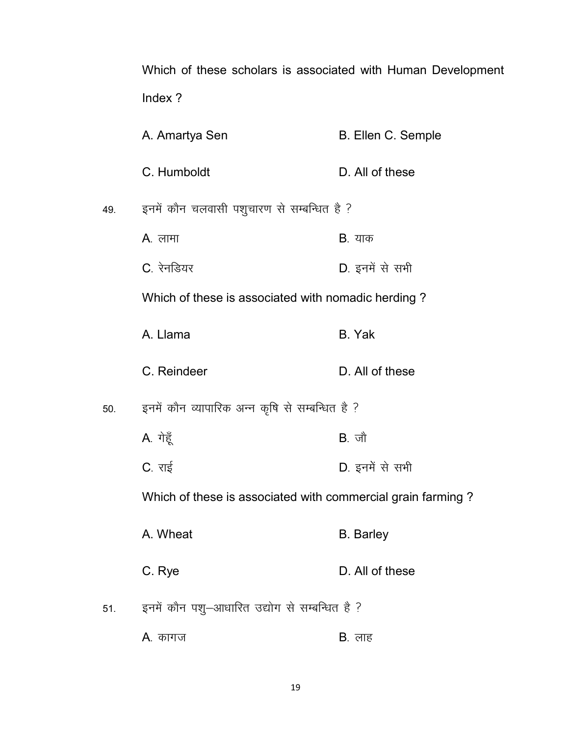Which of these scholars is associated with Human Development Index ?

A. Amartya Sen    B. Ellen C. Semple

C. Humboldt    D. All of these

49. इनमें कौन चलवासी पशुचारण से सम्बन्धित है ?

A. लामा    B. याक

C. रेनडियर    D. इनमें से सभी

Which of these is associated with nomadic herding ?

A. Llama    B. Yak

C. Reindeer    D. All of these

50. इनमें कौन व्यापारिक अन्न कृषि से सम्बन्धित है ?

A. गेहूँ    B. जौ

C. राई    D. इनमें से सभी

Which of these is associated with commercial grain farming ?

A. Wheat    B. Barley

C. Rye    D. All of these

51. इनमें कौन पशु–आधारित उद्योग से सम्बन्धित है ?

A. कागज    B. लाह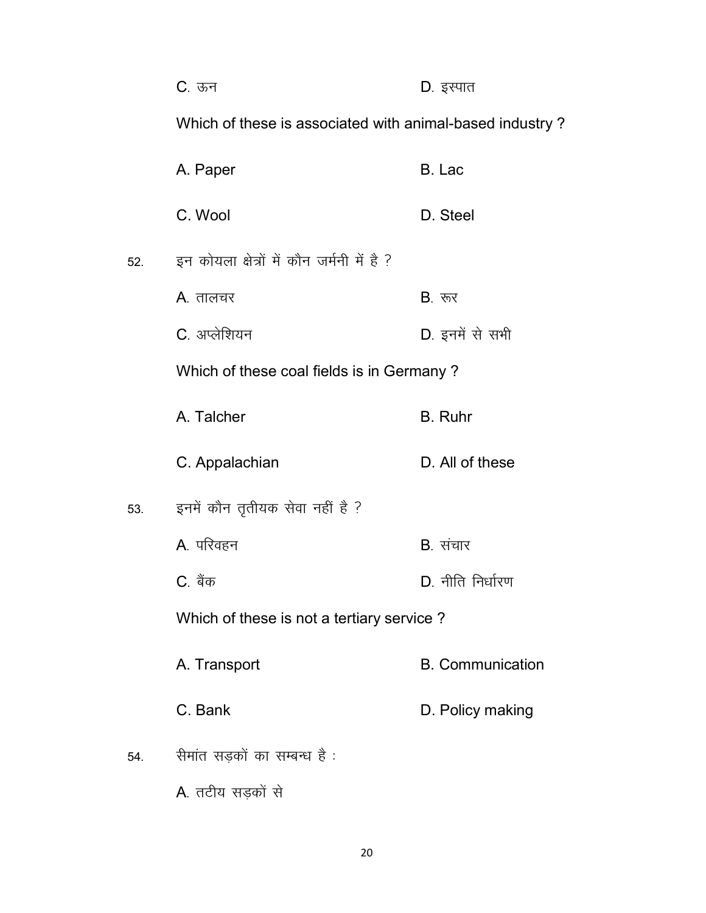C. ऊन D. इस्पात

Which of these is associated with animal-based industry ?

A. Paper B. Lac

C. Wool D. Steel

52. इन कोयला क्षेत्रों में कौन जर्मनी में है ?

A. तालचर B. रूर

C. अप्लेशियन D. इनमें से सभी

Which of these coal fields is in Germany ?

A. Talcher B. Ruhr

C. Appalachian D. All of these

53. इनमें कौन तृतीयक सेवा नहीं है ?

A. परिवहन B. संचार

C. बैंक D. नीति निर्धारण

Which of these is not a tertiary service ?

A. Transport B. Communication

C. Bank D. Policy making

54. सीमांत सड़कों का सम्बन्ध है :

A. तटीय सड़कों से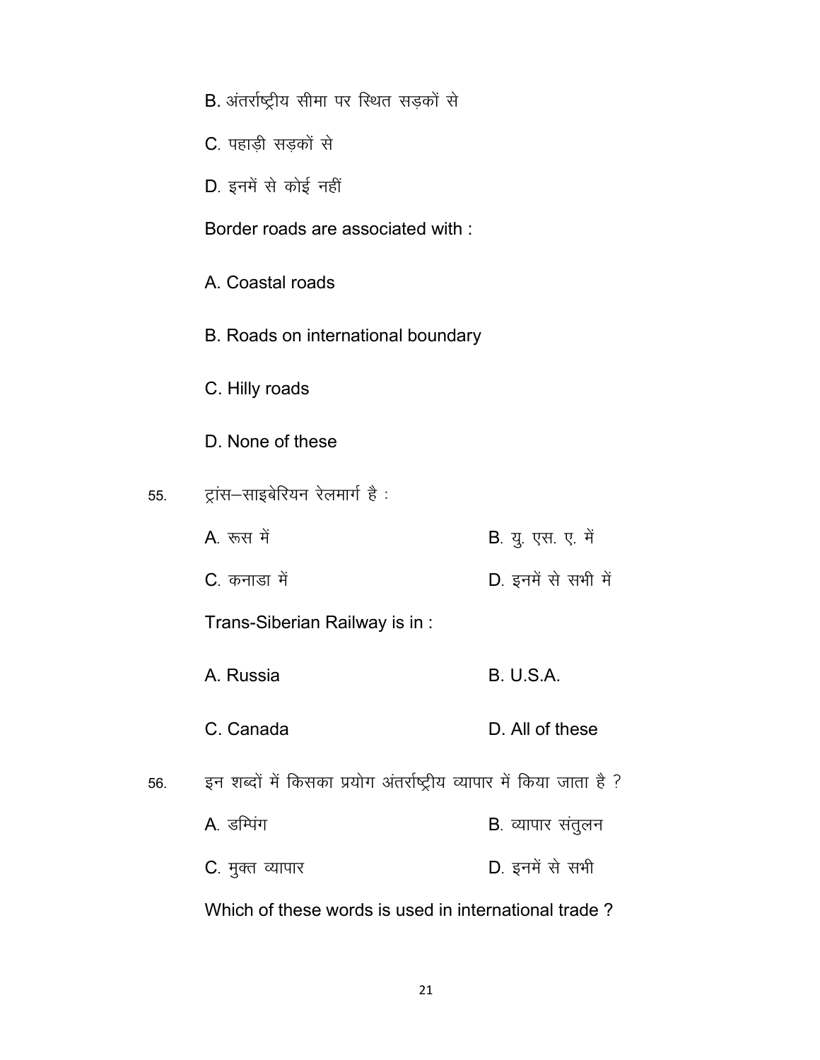B. अंतर्राष्ट्रीय सीमा पर स्थित सड़कों से

C. पहाड़ी सड़कों से

D. इनमें से कोई नहीं

Border roads are associated with :

A. Coastal roads

B. Roads on international boundary

C. Hilly roads

D. None of these

55. ट्रांस–साइबेरियन रेलमार्ग है :

A. रूस में

B. यु. एस. ए. में

C. कनाडा में

D. इनमें से सभी में

Trans-Siberian Railway is in :

A. Russia

B. U.S.A.

C. Canada

D. All of these

56. इन शब्दों में किसका प्रयोग अंतर्राष्ट्रीय व्यापार में किया जाता है ?

A. डम्पिंग

B. व्यापार संतुलन

C. मुक्त व्यापार

D. इनमें से सभी

Which of these words is used in international trade ?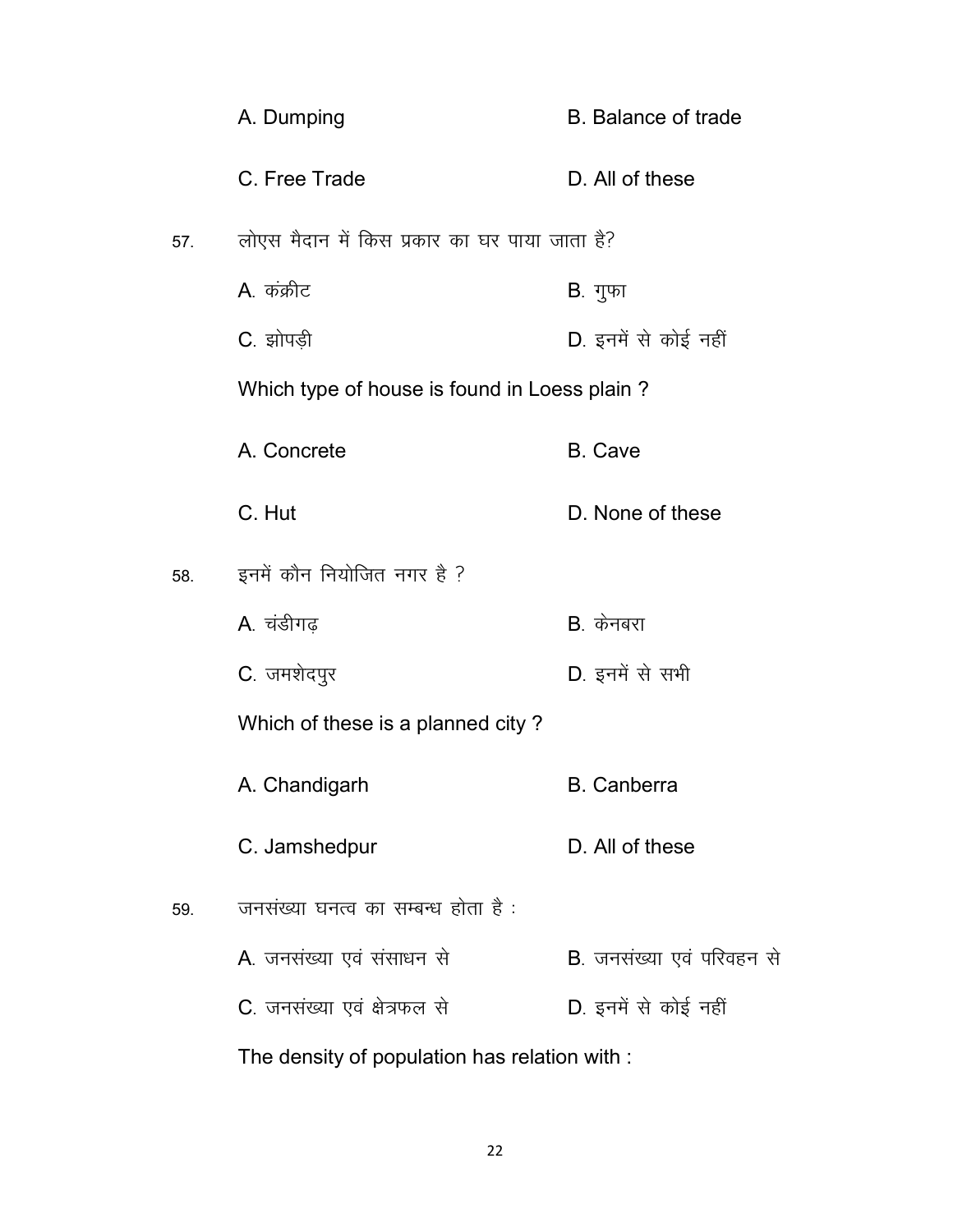A. Dumping B. Balance of trade

C. Free Trade D. All of these

57. लोएस मैदान में किस प्रकार का घर पाया जाता है?

A. कंक्रीट B. गुफा

C. झोपड़ी D. इनमें से कोई नहीं

Which type of house is found in Loess plain ?

A. Concrete B. Cave

C. Hut D. None of these

58. इनमें कौन नियोजित नगर है ?

A. चंडीगढ़ B. केनबरा

C. जमशेदपुर D. इनमें से सभी

Which of these is a planned city ?

A. Chandigarh B. Canberra

C. Jamshedpur D. All of these

59. जनसंख्या घनत्व का सम्बन्ध होता है :

A. जनसंख्या एवं संसाधन से B. जनसंख्या एवं परिवहन से

C. जनसंख्या एवं क्षेत्रफल से D. इनमें से कोई नहीं

The density of population has relation with :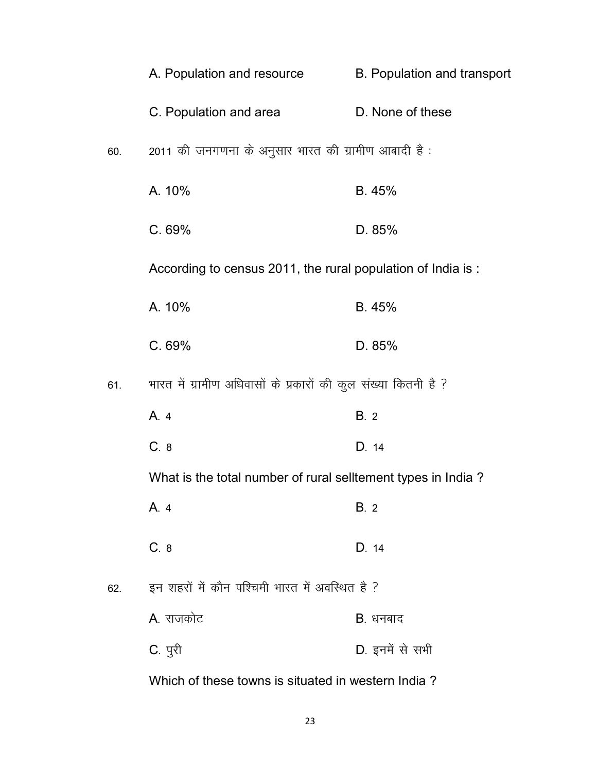A. Population and resource B. Population and transport

C. Population and area D. None of these

60. 2011 की जनगणना के अनुसार भारत की ग्रामीण आबादी है :

A. 10% B. 45%

C. 69% D. 85%

According to census 2011, the rural population of India is :

A. 10% B. 45%

C. 69% D. 85%

61. भारत में ग्रामीण अधिवासों के प्रकारों की कुल संख्या कितनी है ?

A. 4 B. 2

C. 8 D. 14

What is the total number of rural selltement types in India ?

A. 4 B. 2

C. 8 D. 14

62. इन शहरों में कौन पश्चिमी भारत में अवस्थित है ?

A. राजकोट B. धनबाद

C. पुरी D. इनमें से सभी

Which of these towns is situated in western India ?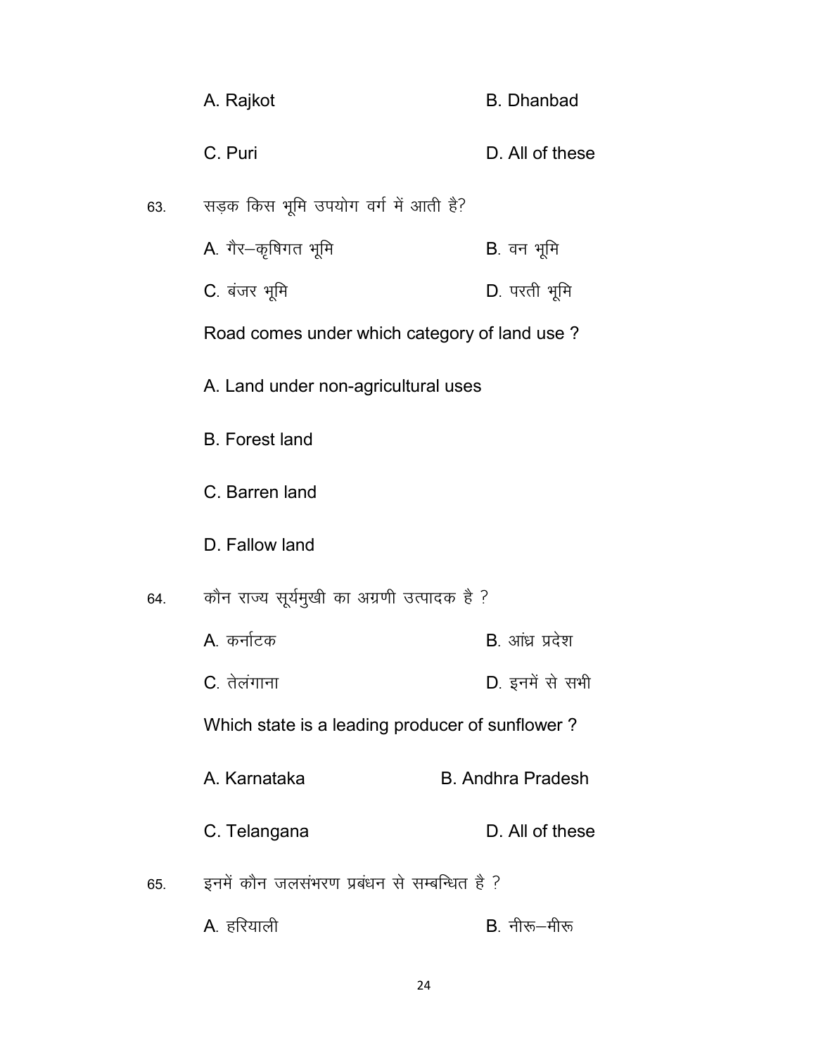A. Rajkot B. Dhanbad

C. Puri D. All of these

63. सड़क किस भूमि उपयोग वर्ग में आती है?

A. गैर–कृषिगत भूमि B. वन भूमि

C. बंजर भूमि D. परती भूमि

Road comes under which category of land use ?

A. Land under non-agricultural uses

B. Forest land

C. Barren land

D. Fallow land

64. कौन राज्य सूर्यमुखी का अग्रणी उत्पादक है ?

A. कर्नाटक B. आंध्र प्रदेश

C. तेलंगाना D. इनमें से सभी

Which state is a leading producer of sunflower ?

A. Karnataka B. Andhra Pradesh

C. Telangana D. All of these

65. इनमें कौन जलसंभरण प्रबंधन से सम्बन्धित है ?

A. हरियाली B. नीरू–मीरू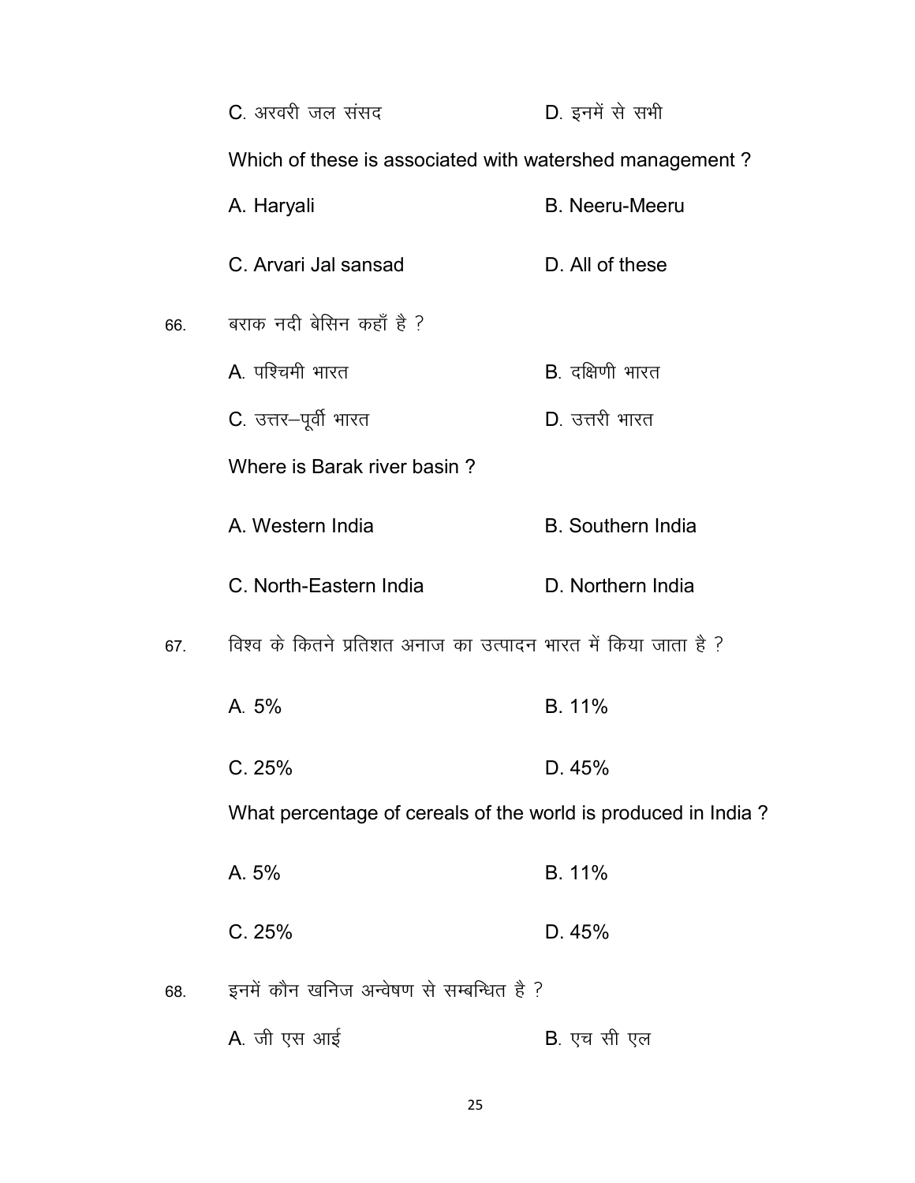C. अरवरी जल संसद

D. इनमें से सभी

Which of these is associated with watershed management ?

A. Haryali

B. Neeru-Meeru

C. Arvari Jal sansad

D. All of these

66. बराक नदी बेसिन कहाँ है ?

A. पश्चिमी भारत

B. दक्षिणी भारत

C. उत्तर–पूर्वी भारत

D. उत्तरी भारत

Where is Barak river basin ?

A. Western India

B. Southern India

C. North-Eastern India

D. Northern India

67. विश्व के कितने प्रतिशत अनाज का उत्पादन भारत में किया जाता है ?

A. 5%

B. 11%

C. 25%

D. 45%

What percentage of cereals of the world is produced in India ?

A. 5%

B. 11%

C. 25%

D. 45%

68. इनमें कौन खनिज अन्वेषण से सम्बन्धित है ?

A. जी एस आई

B. एच सी एल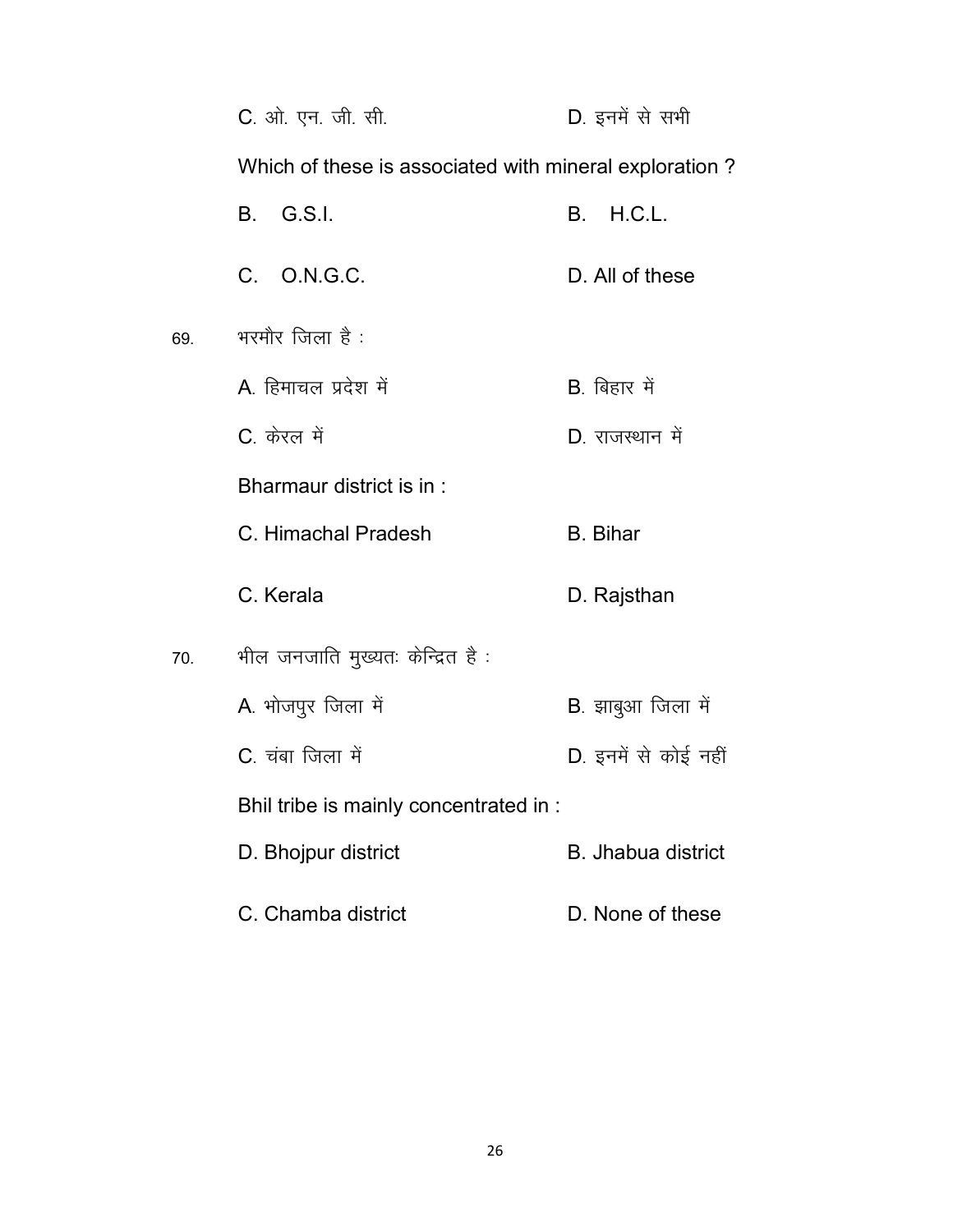C. ओ. एन. जी. सी.    D. इनमें से सभी

Which of these is associated with mineral exploration ?

B. G.S.I.    B. H.C.L.

C. O.N.G.C.    D. All of these

69. भरमौर जिला है :

A. हिमाचल प्रदेश में    B. बिहार में

C. केरल में    D. राजस्थान में

Bharmaur district is in :

C. Himachal Pradesh    B. Bihar

C. Kerala    D. Rajsthan

70. भील जनजाति मुख्यतः केन्द्रित है :

A. भोजपुर जिला में    B. झाबुआ जिला में

C. चंबा जिला में    D. इनमें से कोई नहीं

Bhil tribe is mainly concentrated in :

D. Bhojpur district    B. Jhabua district

C. Chamba district    D. None of these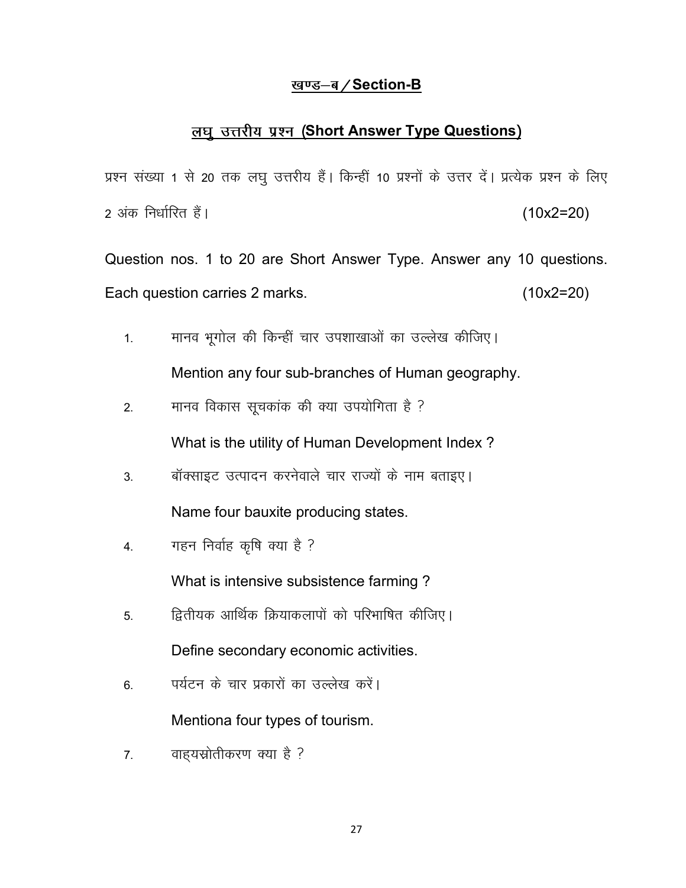## खण्ड–ब / Section-B

### लघु उत्तरीय प्रश्न (Short Answer Type Questions)

प्रश्न संख्या 1 से 20 तक लघु उत्तरीय हैं। किन्हीं 10 प्रश्नों के उत्तर दें। प्रत्येक प्रश्न के लिए 2 अंक निर्धारित हैं। (10x2=20)

Question nos. 1 to 20 are Short Answer Type. Answer any 10 questions. Each question carries 2 marks. (10x2=20)

1. मानव भूगोल की किन्हीं चार उपशाखाओं का उल्लेख कीजिए।

   Mention any four sub-branches of Human geography.

2. मानव विकास सूचकांक की क्या उपयोगिता है ?

   What is the utility of Human Development Index ?

3. बॉक्साइट उत्पादन करनेवाले चार राज्यों के नाम बताइए।

   Name four bauxite producing states.

4. गहन निर्वाह कृषि क्या है ?

   What is intensive subsistence farming ?

5. द्वितीयक आर्थिक क्रियाकलापों को परिभाषित कीजिए।

   Define secondary economic activities.

6. पर्यटन के चार प्रकारों का उल्लेख करें।

   Mentiona four types of tourism.

7. वाह्यस्रोतीकरण क्या है ?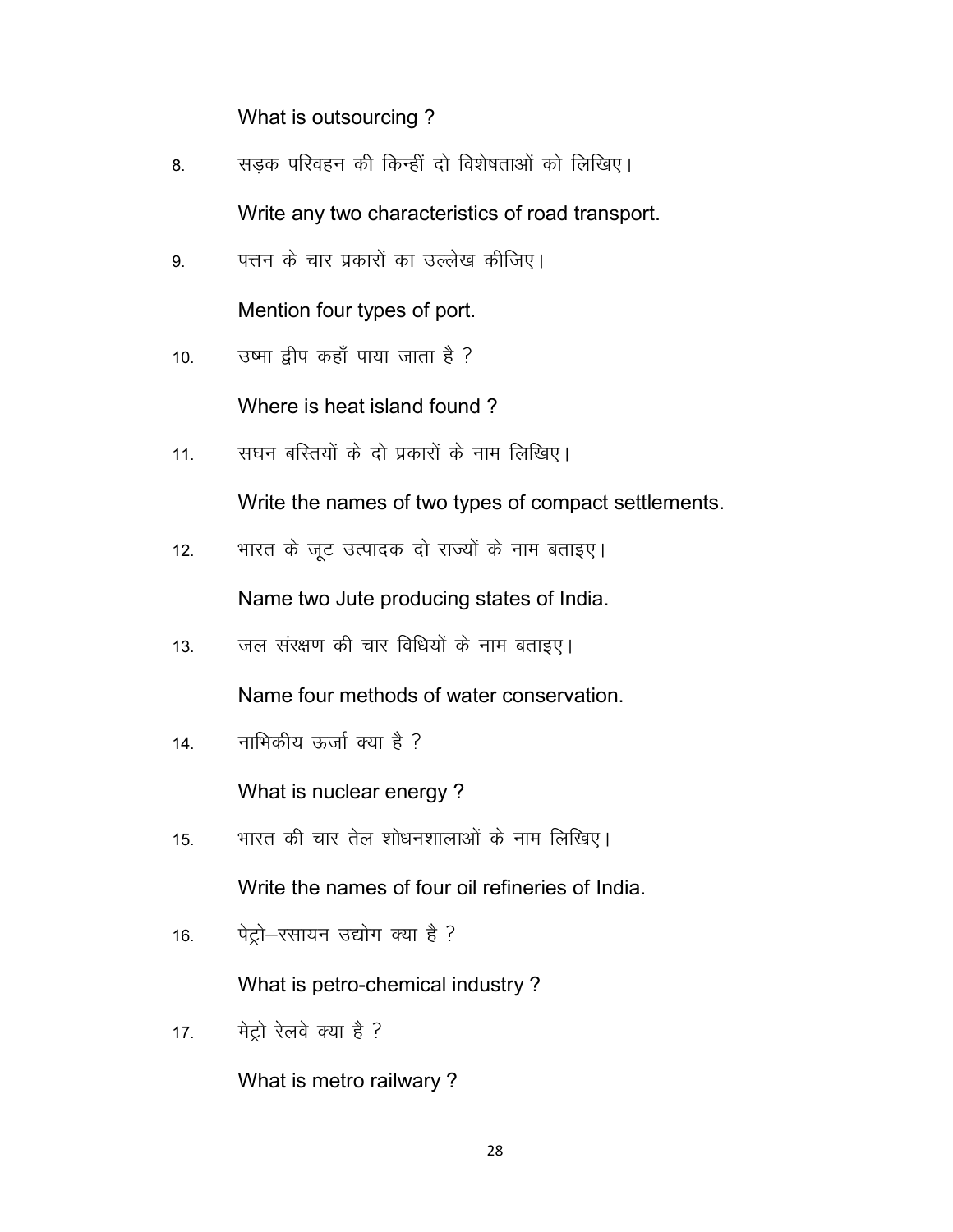What is outsourcing ?

8. सड़क परिवहन की किन्हीं दो विशेषताओं को लिखिए।

   Write any two characteristics of road transport.

9. पत्तन के चार प्रकारों का उल्लेख कीजिए।

   Mention four types of port.

10. उष्मा द्वीप कहाँ पाया जाता है ?

    Where is heat island found ?

11. सघन बस्तियों के दो प्रकारों के नाम लिखिए।

    Write the names of two types of compact settlements.

12. भारत के जूट उत्पादक दो राज्यों के नाम बताइए।

    Name two Jute producing states of India.

13. जल संरक्षण की चार विधियों के नाम बताइए।

    Name four methods of water conservation.

14. नाभिकीय ऊर्जा क्या है ?

    What is nuclear energy ?

15. भारत की चार तेल शोधनशालाओं के नाम लिखिए।

    Write the names of four oil refineries of India.

16. पेट्रो–रसायन उद्योग क्या है ?

    What is petro-chemical industry ?

17. मेट्रो रेलवे क्या है ?

    What is metro railwary ?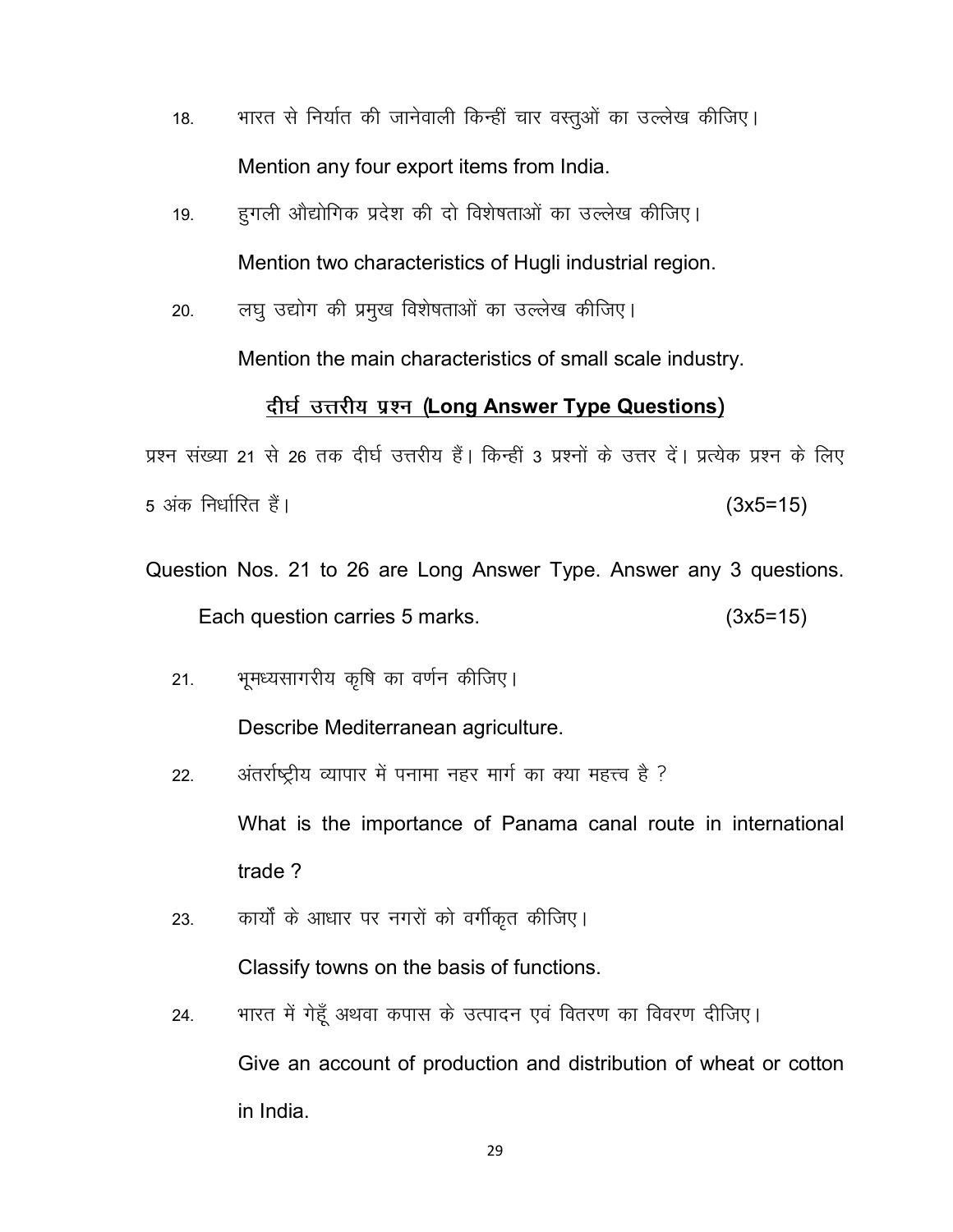18. भारत से निर्यात की जानेवाली किन्हीं चार वस्तुओं का उल्लेख कीजिए।

    Mention any four export items from India.

19. हुगली औद्योगिक प्रदेश की दो विशेषताओं का उल्लेख कीजिए।

    Mention two characteristics of Hugli industrial region.

20. लघु उद्योग की प्रमुख विशेषताओं का उल्लेख कीजिए।

    Mention the main characteristics of small scale industry.

## दीर्घ उत्तरीय प्रश्न (Long Answer Type Questions)

प्रश्न संख्या 21 से 26 तक दीर्घ उत्तरीय हैं। किन्हीं 3 प्रश्नों के उत्तर दें। प्रत्येक प्रश्न के लिए 5 अंक निर्धारित हैं। (3x5=15)

Question Nos. 21 to 26 are Long Answer Type. Answer any 3 questions. Each question carries 5 marks. (3x5=15)

21. भूमध्यसागरीय कृषि का वर्णन कीजिए।

    Describe Mediterranean agriculture.

22. अंतर्राष्ट्रीय व्यापार में पनामा नहर मार्ग का क्या महत्त्व है ?

    What is the importance of Panama canal route in international trade ?

23. कार्यों के आधार पर नगरों को वर्गीकृत कीजिए।

    Classify towns on the basis of functions.

24. भारत में गेहूँ अथवा कपास के उत्पादन एवं वितरण का विवरण दीजिए।

    Give an account of production and distribution of wheat or cotton in India.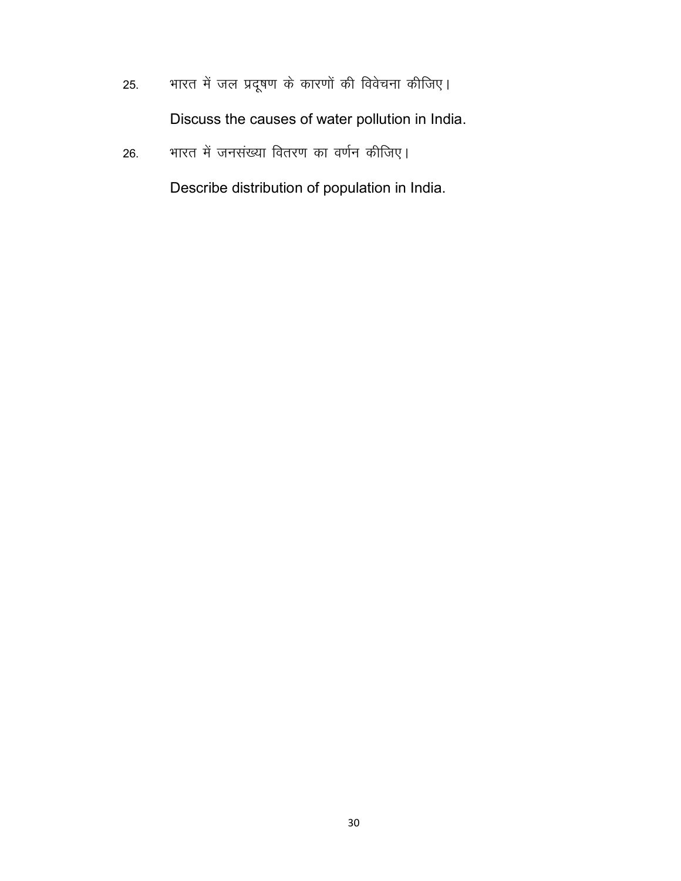25. भारत में जल प्रदूषण के कारणों की विवेचना कीजिए।

    Discuss the causes of water pollution in India.

26. भारत में जनसंख्या वितरण का वर्णन कीजिए।

    Describe distribution of population in India.